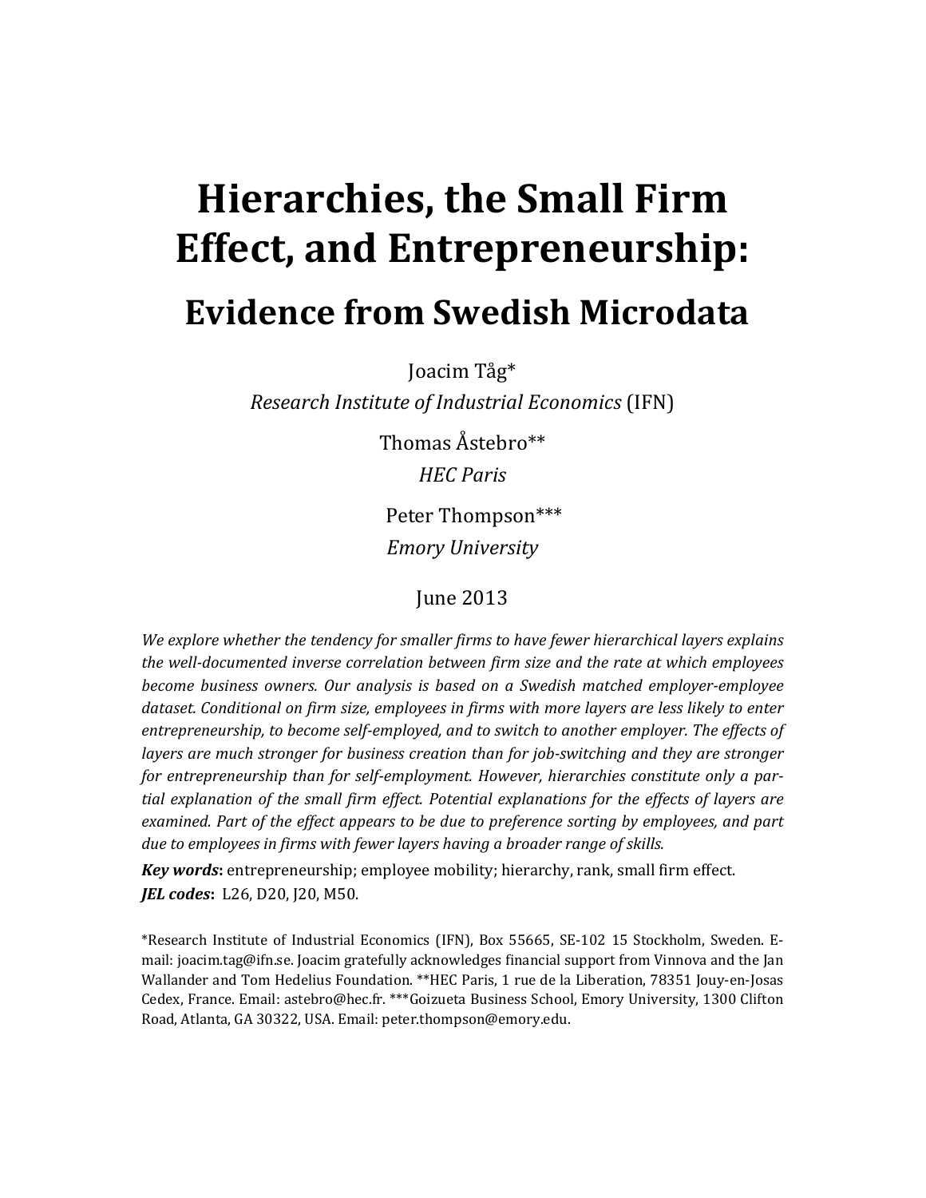# Hierarchies, the Small Firm Effect, and Entrepreneurship:

## Evidence from Swedish Microdata

Joacim Tåg*

*Research Institute of Industrial Economics* (IFN)

Thomas Åstebro**

*HEC Paris*

Peter Thompson***

*Emory University*

June 2013

*We explore whether the tendency for smaller firms to have fewer hierarchical layers explains the well-documented inverse correlation between firm size and the rate at which employees become business owners. Our analysis is based on a Swedish matched employer-employee dataset. Conditional on firm size, employees in firms with more layers are less likely to enter entrepreneurship, to become self-employed, and to switch to another employer. The effects of layers are much stronger for business creation than for job-switching and they are stronger for entrepreneurship than for self-employment. However, hierarchies constitute only a partial explanation of the small firm effect. Potential explanations for the effects of layers are examined. Part of the effect appears to be due to preference sorting by employees, and part due to employees in firms with fewer layers having a broader range of skills.*

***Key words*:** entrepreneurship; employee mobility; hierarchy, rank, small firm effect.

***JEL codes*:** L26, D20, J20, M50.

*Research Institute of Industrial Economics (IFN), Box 55665, SE-102 15 Stockholm, Sweden. E-mail: joacim.tag@ifn.se. Joacim gratefully acknowledges financial support from Vinnova and the Jan Wallander and Tom Hedelius Foundation. **HEC Paris, 1 rue de la Liberation, 78351 Jouy-en-Josas Cedex, France. Email: astebro@hec.fr. ***Goizueta Business School, Emory University, 1300 Clifton Road, Atlanta, GA 30322, USA. Email: peter.thompson@emory.edu.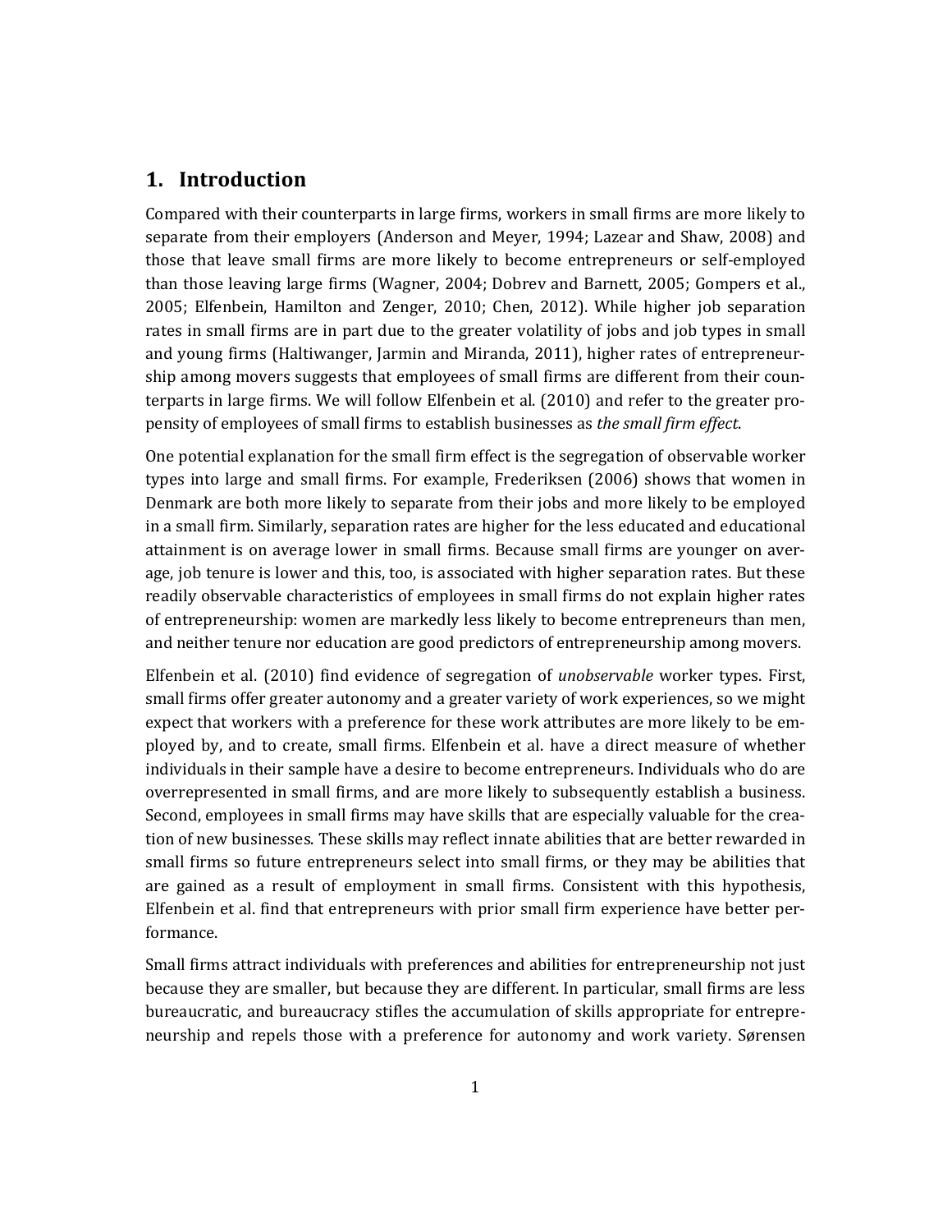## 1. Introduction

Compared with their counterparts in large firms, workers in small firms are more likely to separate from their employers (Anderson and Meyer, 1994; Lazear and Shaw, 2008) and those that leave small firms are more likely to become entrepreneurs or self-employed than those leaving large firms (Wagner, 2004; Dobrev and Barnett, 2005; Gompers et al., 2005; Elfenbein, Hamilton and Zenger, 2010; Chen, 2012). While higher job separation rates in small firms are in part due to the greater volatility of jobs and job types in small and young firms (Haltiwanger, Jarmin and Miranda, 2011), higher rates of entrepreneurship among movers suggests that employees of small firms are different from their counterparts in large firms. We will follow Elfenbein et al. (2010) and refer to the greater propensity of employees of small firms to establish businesses as *the small firm effect*.

One potential explanation for the small firm effect is the segregation of observable worker types into large and small firms. For example, Frederiksen (2006) shows that women in Denmark are both more likely to separate from their jobs and more likely to be employed in a small firm. Similarly, separation rates are higher for the less educated and educational attainment is on average lower in small firms. Because small firms are younger on average, job tenure is lower and this, too, is associated with higher separation rates. But these readily observable characteristics of employees in small firms do not explain higher rates of entrepreneurship: women are markedly less likely to become entrepreneurs than men, and neither tenure nor education are good predictors of entrepreneurship among movers.

Elfenbein et al. (2010) find evidence of segregation of *unobservable* worker types. First, small firms offer greater autonomy and a greater variety of work experiences, so we might expect that workers with a preference for these work attributes are more likely to be employed by, and to create, small firms. Elfenbein et al. have a direct measure of whether individuals in their sample have a desire to become entrepreneurs. Individuals who do are overrepresented in small firms, and are more likely to subsequently establish a business. Second, employees in small firms may have skills that are especially valuable for the creation of new businesses. These skills may reflect innate abilities that are better rewarded in small firms so future entrepreneurs select into small firms, or they may be abilities that are gained as a result of employment in small firms. Consistent with this hypothesis, Elfenbein et al. find that entrepreneurs with prior small firm experience have better performance.

Small firms attract individuals with preferences and abilities for entrepreneurship not just because they are smaller, but because they are different. In particular, small firms are less bureaucratic, and bureaucracy stifles the accumulation of skills appropriate for entrepreneurship and repels those with a preference for autonomy and work variety. Sørensen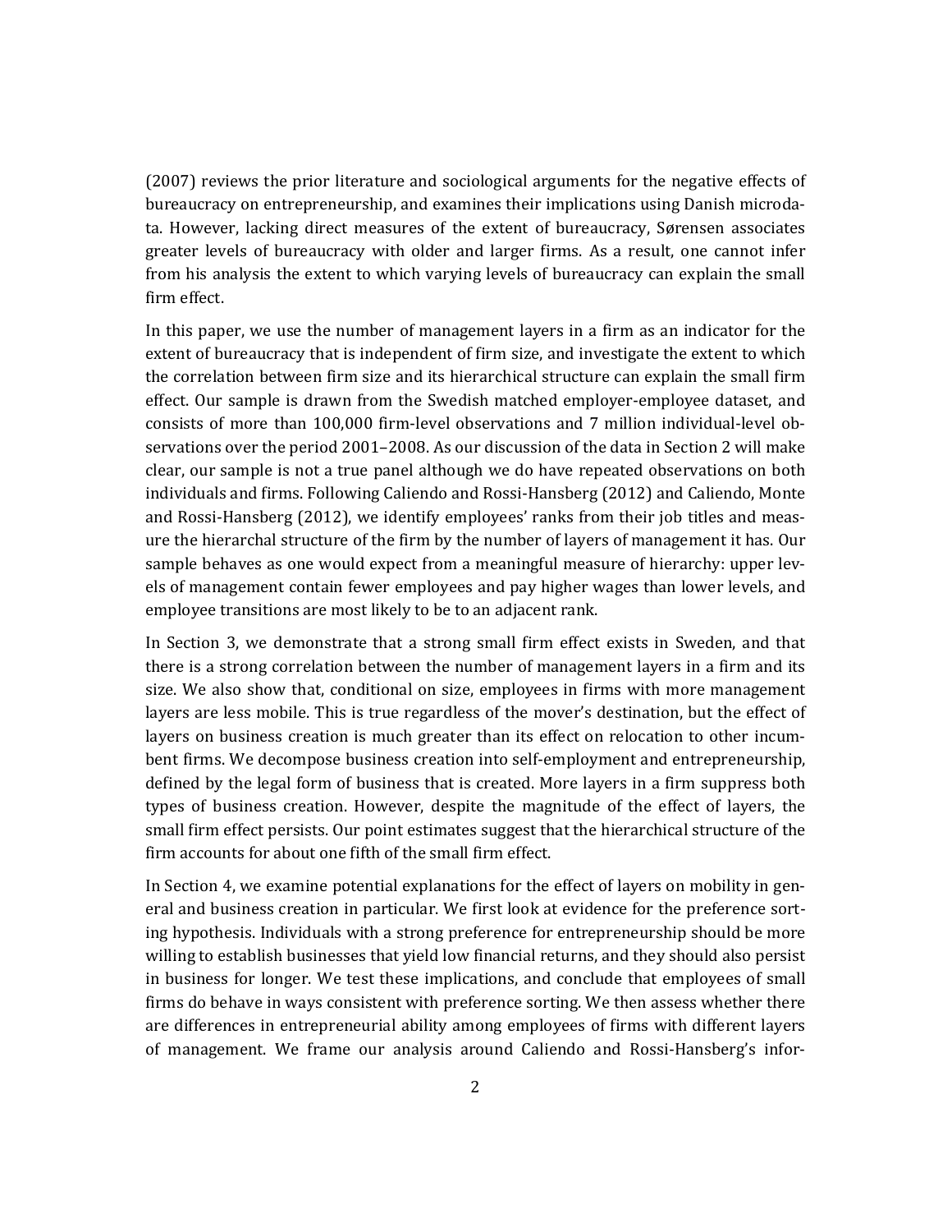(2007) reviews the prior literature and sociological arguments for the negative effects of bureaucracy on entrepreneurship, and examines their implications using Danish microdata. However, lacking direct measures of the extent of bureaucracy, Sørensen associates greater levels of bureaucracy with older and larger firms. As a result, one cannot infer from his analysis the extent to which varying levels of bureaucracy can explain the small firm effect.

In this paper, we use the number of management layers in a firm as an indicator for the extent of bureaucracy that is independent of firm size, and investigate the extent to which the correlation between firm size and its hierarchical structure can explain the small firm effect. Our sample is drawn from the Swedish matched employer-employee dataset, and consists of more than 100,000 firm-level observations and 7 million individual-level observations over the period 2001–2008. As our discussion of the data in Section 2 will make clear, our sample is not a true panel although we do have repeated observations on both individuals and firms. Following Caliendo and Rossi-Hansberg (2012) and Caliendo, Monte and Rossi-Hansberg (2012), we identify employees' ranks from their job titles and measure the hierarchal structure of the firm by the number of layers of management it has. Our sample behaves as one would expect from a meaningful measure of hierarchy: upper levels of management contain fewer employees and pay higher wages than lower levels, and employee transitions are most likely to be to an adjacent rank.

In Section 3, we demonstrate that a strong small firm effect exists in Sweden, and that there is a strong correlation between the number of management layers in a firm and its size. We also show that, conditional on size, employees in firms with more management layers are less mobile. This is true regardless of the mover's destination, but the effect of layers on business creation is much greater than its effect on relocation to other incumbent firms. We decompose business creation into self-employment and entrepreneurship, defined by the legal form of business that is created. More layers in a firm suppress both types of business creation. However, despite the magnitude of the effect of layers, the small firm effect persists. Our point estimates suggest that the hierarchical structure of the firm accounts for about one fifth of the small firm effect.

In Section 4, we examine potential explanations for the effect of layers on mobility in general and business creation in particular. We first look at evidence for the preference sorting hypothesis. Individuals with a strong preference for entrepreneurship should be more willing to establish businesses that yield low financial returns, and they should also persist in business for longer. We test these implications, and conclude that employees of small firms do behave in ways consistent with preference sorting. We then assess whether there are differences in entrepreneurial ability among employees of firms with different layers of management. We frame our analysis around Caliendo and Rossi-Hansberg's infor-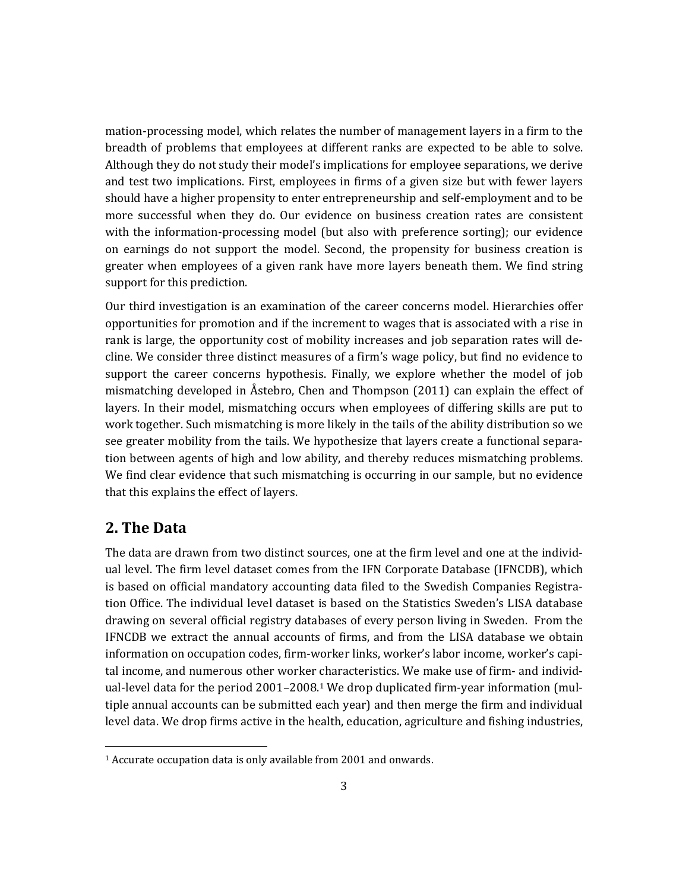mation-processing model, which relates the number of management layers in a firm to the breadth of problems that employees at different ranks are expected to be able to solve. Although they do not study their model's implications for employee separations, we derive and test two implications. First, employees in firms of a given size but with fewer layers should have a higher propensity to enter entrepreneurship and self-employment and to be more successful when they do. Our evidence on business creation rates are consistent with the information-processing model (but also with preference sorting); our evidence on earnings do not support the model. Second, the propensity for business creation is greater when employees of a given rank have more layers beneath them. We find string support for this prediction.

Our third investigation is an examination of the career concerns model. Hierarchies offer opportunities for promotion and if the increment to wages that is associated with a rise in rank is large, the opportunity cost of mobility increases and job separation rates will decline. We consider three distinct measures of a firm's wage policy, but find no evidence to support the career concerns hypothesis. Finally, we explore whether the model of job mismatching developed in Åstebro, Chen and Thompson (2011) can explain the effect of layers. In their model, mismatching occurs when employees of differing skills are put to work together. Such mismatching is more likely in the tails of the ability distribution so we see greater mobility from the tails. We hypothesize that layers create a functional separation between agents of high and low ability, and thereby reduces mismatching problems. We find clear evidence that such mismatching is occurring in our sample, but no evidence that this explains the effect of layers.

## 2. The Data

The data are drawn from two distinct sources, one at the firm level and one at the individual level. The firm level dataset comes from the IFN Corporate Database (IFNCDB), which is based on official mandatory accounting data filed to the Swedish Companies Registration Office. The individual level dataset is based on the Statistics Sweden's LISA database drawing on several official registry databases of every person living in Sweden. From the IFNCDB we extract the annual accounts of firms, and from the LISA database we obtain information on occupation codes, firm-worker links, worker's labor income, worker's capital income, and numerous other worker characteristics. We make use of firm- and individual-level data for the period 2001–2008.[1] We drop duplicated firm-year information (multiple annual accounts can be submitted each year) and then merge the firm and individual level data. We drop firms active in the health, education, agriculture and fishing industries,

[1] Accurate occupation data is only available from 2001 and onwards.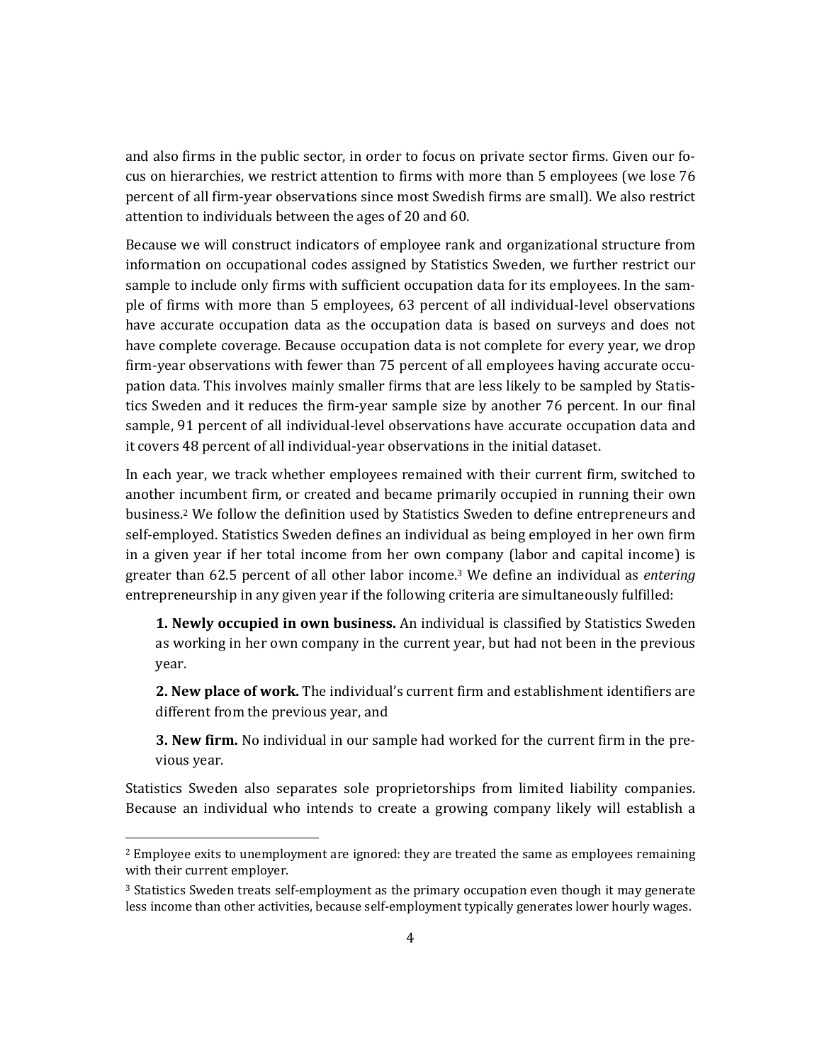and also firms in the public sector, in order to focus on private sector firms. Given our focus on hierarchies, we restrict attention to firms with more than 5 employees (we lose 76 percent of all firm-year observations since most Swedish firms are small). We also restrict attention to individuals between the ages of 20 and 60.

Because we will construct indicators of employee rank and organizational structure from information on occupational codes assigned by Statistics Sweden, we further restrict our sample to include only firms with sufficient occupation data for its employees. In the sample of firms with more than 5 employees, 63 percent of all individual-level observations have accurate occupation data as the occupation data is based on surveys and does not have complete coverage. Because occupation data is not complete for every year, we drop firm-year observations with fewer than 75 percent of all employees having accurate occupation data. This involves mainly smaller firms that are less likely to be sampled by Statistics Sweden and it reduces the firm-year sample size by another 76 percent. In our final sample, 91 percent of all individual-level observations have accurate occupation data and it covers 48 percent of all individual-year observations in the initial dataset.

In each year, we track whether employees remained with their current firm, switched to another incumbent firm, or created and became primarily occupied in running their own business.[2] We follow the definition used by Statistics Sweden to define entrepreneurs and self-employed. Statistics Sweden defines an individual as being employed in her own firm in a given year if her total income from her own company (labor and capital income) is greater than 62.5 percent of all other labor income.[3] We define an individual as *entering* entrepreneurship in any given year if the following criteria are simultaneously fulfilled:

> **1. Newly occupied in own business.** An individual is classified by Statistics Sweden as working in her own company in the current year, but had not been in the previous year.
>
> **2. New place of work.** The individual's current firm and establishment identifiers are different from the previous year, and
>
> **3. New firm.** No individual in our sample had worked for the current firm in the previous year.

Statistics Sweden also separates sole proprietorships from limited liability companies. Because an individual who intends to create a growing company likely will establish a

---

[2] Employee exits to unemployment are ignored: they are treated the same as employees remaining with their current employer.

[3] Statistics Sweden treats self-employment as the primary occupation even though it may generate less income than other activities, because self-employment typically generates lower hourly wages.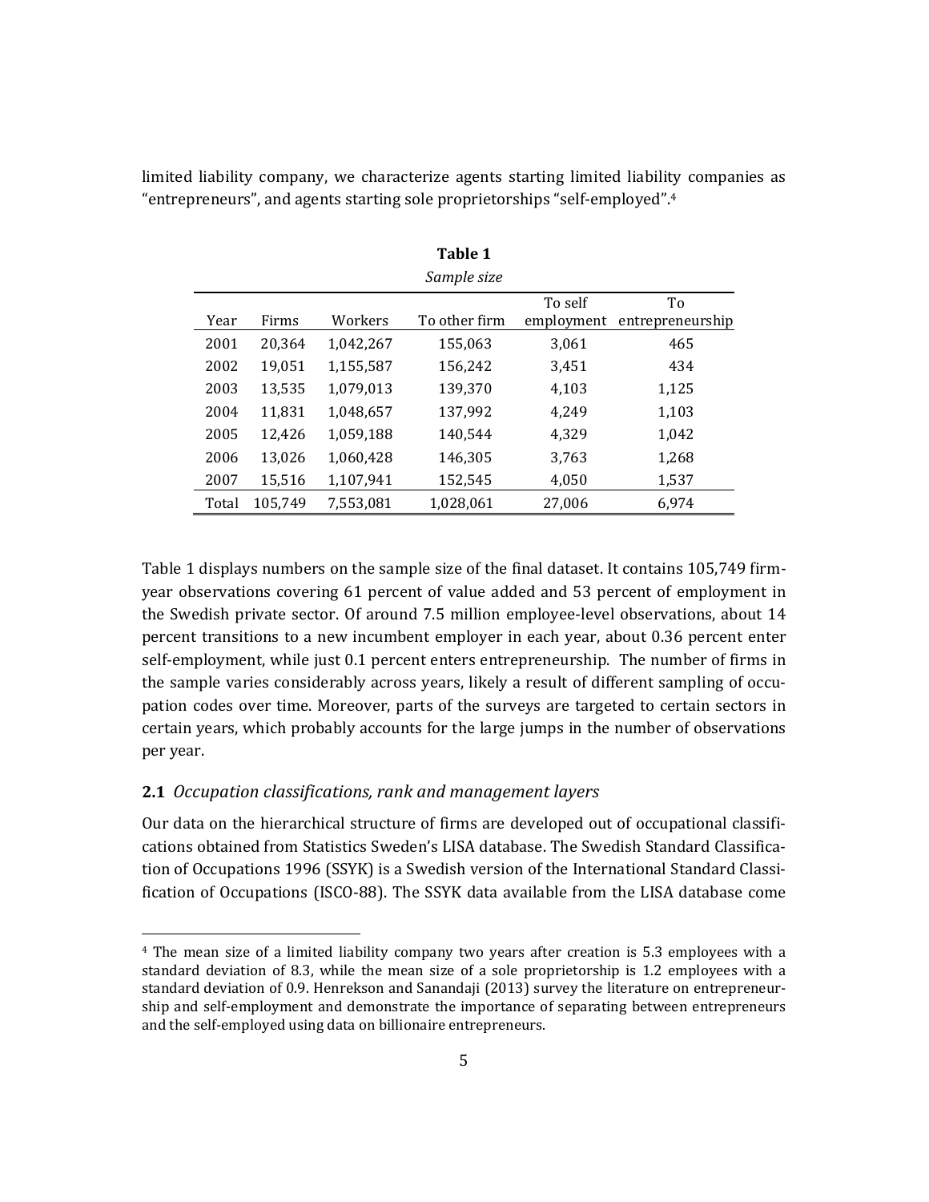limited liability company, we characterize agents starting limited liability companies as "entrepreneurs", and agents starting sole proprietorships "self-employed".[4]

**Table 1**

*Sample size*

| Year | Firms | Workers | To other firm | To self employment | To entrepreneurship |
|---|---|---|---|---|---|
| 2001 | 20,364 | 1,042,267 | 155,063 | 3,061 | 465 |
| 2002 | 19,051 | 1,155,587 | 156,242 | 3,451 | 434 |
| 2003 | 13,535 | 1,079,013 | 139,370 | 4,103 | 1,125 |
| 2004 | 11,831 | 1,048,657 | 137,992 | 4,249 | 1,103 |
| 2005 | 12,426 | 1,059,188 | 140,544 | 4,329 | 1,042 |
| 2006 | 13,026 | 1,060,428 | 146,305 | 3,763 | 1,268 |
| 2007 | 15,516 | 1,107,941 | 152,545 | 4,050 | 1,537 |
| Total | 105,749 | 7,553,081 | 1,028,061 | 27,006 | 6,974 |

Table 1 displays numbers on the sample size of the final dataset. It contains 105,749 firm-year observations covering 61 percent of value added and 53 percent of employment in the Swedish private sector. Of around 7.5 million employee-level observations, about 14 percent transitions to a new incumbent employer in each year, about 0.36 percent enter self-employment, while just 0.1 percent enters entrepreneurship. The number of firms in the sample varies considerably across years, likely a result of different sampling of occupation codes over time. Moreover, parts of the surveys are targeted to certain sectors in certain years, which probably accounts for the large jumps in the number of observations per year.

### 2.1 *Occupation classifications, rank and management layers*

Our data on the hierarchical structure of firms are developed out of occupational classifications obtained from Statistics Sweden's LISA database. The Swedish Standard Classification of Occupations 1996 (SSYK) is a Swedish version of the International Standard Classification of Occupations (ISCO-88). The SSYK data available from the LISA database come

[4] The mean size of a limited liability company two years after creation is 5.3 employees with a standard deviation of 8.3, while the mean size of a sole proprietorship is 1.2 employees with a standard deviation of 0.9. Henrekson and Sanandaji (2013) survey the literature on entrepreneurship and self-employment and demonstrate the importance of separating between entrepreneurs and the self-employed using data on billionaire entrepreneurs.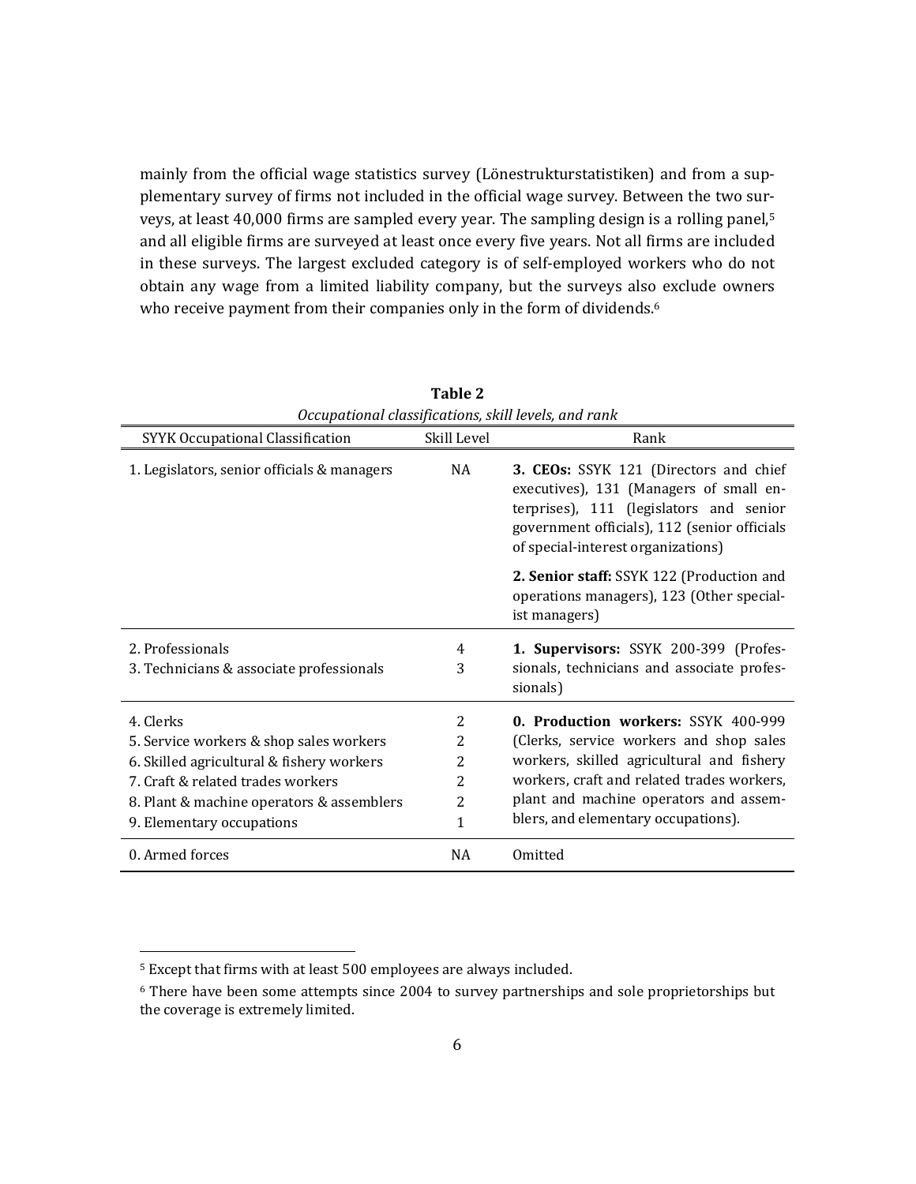mainly from the official wage statistics survey (Lönestrukturstatistiken) and from a supplementary survey of firms not included in the official wage survey. Between the two surveys, at least 40,000 firms are sampled every year. The sampling design is a rolling panel,[5] and all eligible firms are surveyed at least once every five years. Not all firms are included in these surveys. The largest excluded category is of self-employed workers who do not obtain any wage from a limited liability company, but the surveys also exclude owners who receive payment from their companies only in the form of dividends.[6]

**Table 2**

*Occupational classifications, skill levels, and rank*

| SYYK Occupational Classification | Skill Level | Rank |
|---|---|---|
| 1. Legislators, senior officials & managers | NA | **3. CEOs:** SSYK 121 (Directors and chief executives), 131 (Managers of small enterprises), 111 (legislators and senior government officials), 112 (senior officials of special-interest organizations) |
| | | **2. Senior staff:** SSYK 122 (Production and operations managers), 123 (Other specialist managers) |
| 2. Professionals | 4 | **1. Supervisors:** SSYK 200-399 (Professionals, technicians and associate professionals) |
| 3. Technicians & associate professionals | 3 | |
| 4. Clerks | 2 | **0. Production workers:** SSYK 400-999 (Clerks, service workers and shop sales workers, skilled agricultural and fishery workers, craft and related trades workers, plant and machine operators and assemblers, and elementary occupations). |
| 5. Service workers & shop sales workers | 2 | |
| 6. Skilled agricultural & fishery workers | 2 | |
| 7. Craft & related trades workers | 2 | |
| 8. Plant & machine operators & assemblers | 2 | |
| 9. Elementary occupations | 1 | |
| 0. Armed forces | NA | Omitted |

[5] Except that firms with at least 500 employees are always included.

[6] There have been some attempts since 2004 to survey partnerships and sole proprietorships but the coverage is extremely limited.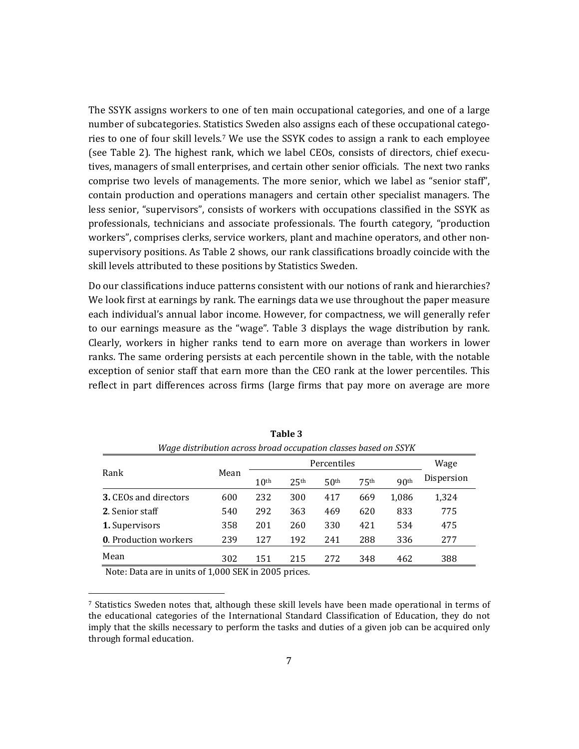The SSYK assigns workers to one of ten main occupational categories, and one of a large number of subcategories. Statistics Sweden also assigns each of these occupational categories to one of four skill levels.[7] We use the SSYK codes to assign a rank to each employee (see Table 2). The highest rank, which we label CEOs, consists of directors, chief executives, managers of small enterprises, and certain other senior officials. The next two ranks comprise two levels of managements. The more senior, which we label as "senior staff", contain production and operations managers and certain other specialist managers. The less senior, "supervisors", consists of workers with occupations classified in the SSYK as professionals, technicians and associate professionals. The fourth category, "production workers", comprises clerks, service workers, plant and machine operators, and other non-supervisory positions. As Table 2 shows, our rank classifications broadly coincide with the skill levels attributed to these positions by Statistics Sweden.

Do our classifications induce patterns consistent with our notions of rank and hierarchies? We look first at earnings by rank. The earnings data we use throughout the paper measure each individual's annual labor income. However, for compactness, we will generally refer to our earnings measure as the "wage". Table 3 displays the wage distribution by rank. Clearly, workers in higher ranks tend to earn more on average than workers in lower ranks. The same ordering persists at each percentile shown in the table, with the notable exception of senior staff that earn more than the CEO rank at the lower percentiles. This reflect in part differences across firms (large firms that pay more on average are more

**Table 3**

*Wage distribution across broad occupation classes based on SSYK*

| Rank | Mean | Percentiles | | | | | Wage Dispersion |
|---|---|---|---|---|---|---|---|
| | | 10th | 25th | 50th | 75th | 90th | |
| **3.** CEOs and directors | 600 | 232 | 300 | 417 | 669 | 1,086 | 1,324 |
| **2**. Senior staff | 540 | 292 | 363 | 469 | 620 | 833 | 775 |
| **1.** Supervisors | 358 | 201 | 260 | 330 | 421 | 534 | 475 |
| **0**. Production workers | 239 | 127 | 192 | 241 | 288 | 336 | 277 |
| Mean | 302 | 151 | 215 | 272 | 348 | 462 | 388 |

Note: Data are in units of 1,000 SEK in 2005 prices.

[7] Statistics Sweden notes that, although these skill levels have been made operational in terms of the educational categories of the International Standard Classification of Education, they do not imply that the skills necessary to perform the tasks and duties of a given job can be acquired only through formal education.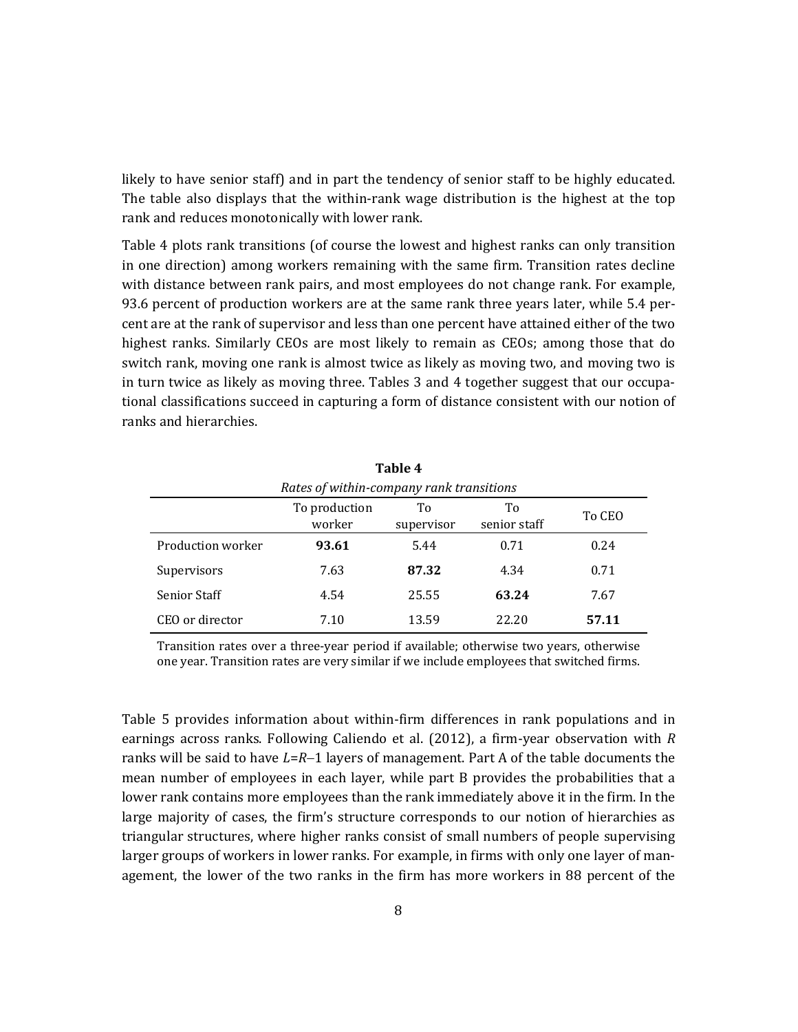likely to have senior staff) and in part the tendency of senior staff to be highly educated. The table also displays that the within-rank wage distribution is the highest at the top rank and reduces monotonically with lower rank.

Table 4 plots rank transitions (of course the lowest and highest ranks can only transition in one direction) among workers remaining with the same firm. Transition rates decline with distance between rank pairs, and most employees do not change rank. For example, 93.6 percent of production workers are at the same rank three years later, while 5.4 percent are at the rank of supervisor and less than one percent have attained either of the two highest ranks. Similarly CEOs are most likely to remain as CEOs; among those that do switch rank, moving one rank is almost twice as likely as moving two, and moving two is in turn twice as likely as moving three. Tables 3 and 4 together suggest that our occupational classifications succeed in capturing a form of distance consistent with our notion of ranks and hierarchies.

**Table 4**

*Rates of within-company rank transitions*

| | To production worker | To supervisor | To senior staff | To CEO |
|---|---|---|---|---|
| Production worker | **93.61** | 5.44 | 0.71 | 0.24 |
| Supervisors | 7.63 | **87.32** | 4.34 | 0.71 |
| Senior Staff | 4.54 | 25.55 | **63.24** | 7.67 |
| CEO or director | 7.10 | 13.59 | 22.20 | **57.11** |

Transition rates over a three-year period if available; otherwise two years, otherwise one year. Transition rates are very similar if we include employees that switched firms.

Table 5 provides information about within-firm differences in rank populations and in earnings across ranks. Following Caliendo et al. (2012), a firm-year observation with $R$ ranks will be said to have $L=R-1$ layers of management. Part A of the table documents the mean number of employees in each layer, while part B provides the probabilities that a lower rank contains more employees than the rank immediately above it in the firm. In the large majority of cases, the firm's structure corresponds to our notion of hierarchies as triangular structures, where higher ranks consist of small numbers of people supervising larger groups of workers in lower ranks. For example, in firms with only one layer of management, the lower of the two ranks in the firm has more workers in 88 percent of the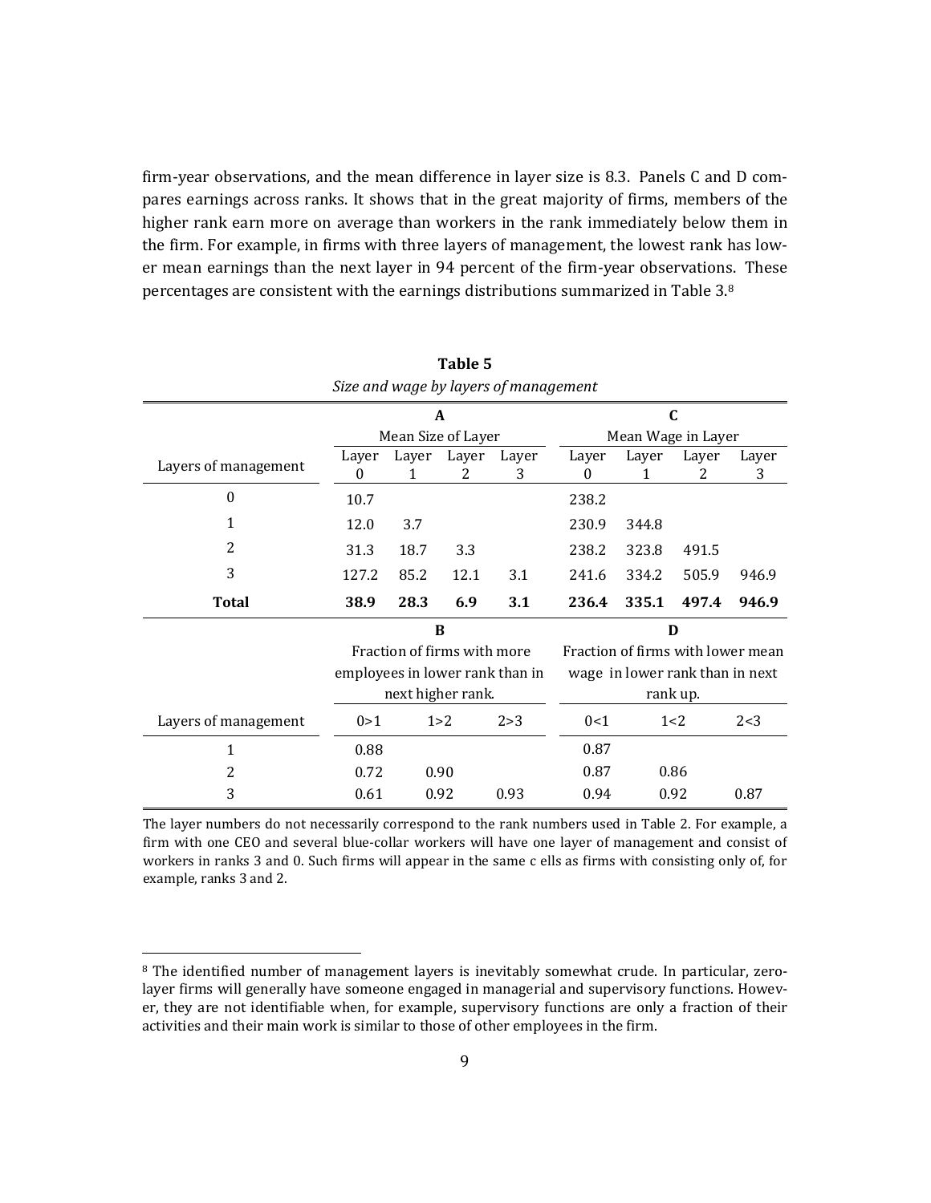firm-year observations, and the mean difference in layer size is 8.3. Panels C and D compares earnings across ranks. It shows that in the great majority of firms, members of the higher rank earn more on average than workers in the rank immediately below them in the firm. For example, in firms with three layers of management, the lowest rank has lower mean earnings than the next layer in 94 percent of the firm-year observations. These percentages are consistent with the earnings distributions summarized in Table 3.[8]

**Table 5**

*Size and wage by layers of management*

| Layers of management | A Mean Size of Layer | | | | C Mean Wage in Layer | | | |
|---|---|---|---|---|---|---|---|---|
| | Layer 0 | Layer 1 | Layer 2 | Layer 3 | Layer 0 | Layer 1 | Layer 2 | Layer 3 |
| 0 | 10.7 | | | | 238.2 | | | |
| 1 | 12.0 | 3.7 | | | 230.9 | 344.8 | | |
| 2 | 31.3 | 18.7 | 3.3 | | 238.2 | 323.8 | 491.5 | |
| 3 | 127.2 | 85.2 | 12.1 | 3.1 | 241.6 | 334.2 | 505.9 | 946.9 |
| **Total** | **38.9** | **28.3** | **6.9** | **3.1** | **236.4** | **335.1** | **497.4** | **946.9** |

| Layers of management | B Fraction of firms with more employees in lower rank than in next higher rank. | | | D Fraction of firms with lower mean wage in lower rank than in next rank up. | | |
|---|---|---|---|---|---|---|
| | 0>1 | 1>2 | 2>3 | 0<1 | 1<2 | 2<3 |
| 1 | 0.88 | | | 0.87 | | |
| 2 | 0.72 | 0.90 | | 0.87 | 0.86 | |
| 3 | 0.61 | 0.92 | 0.93 | 0.94 | 0.92 | 0.87 |

The layer numbers do not necessarily correspond to the rank numbers used in Table 2. For example, a firm with one CEO and several blue-collar workers will have one layer of management and consist of workers in ranks 3 and 0. Such firms will appear in the same c ells as firms with consisting only of, for example, ranks 3 and 2.

[8] The identified number of management layers is inevitably somewhat crude. In particular, zero-layer firms will generally have someone engaged in managerial and supervisory functions. However, they are not identifiable when, for example, supervisory functions are only a fraction of their activities and their main work is similar to those of other employees in the firm.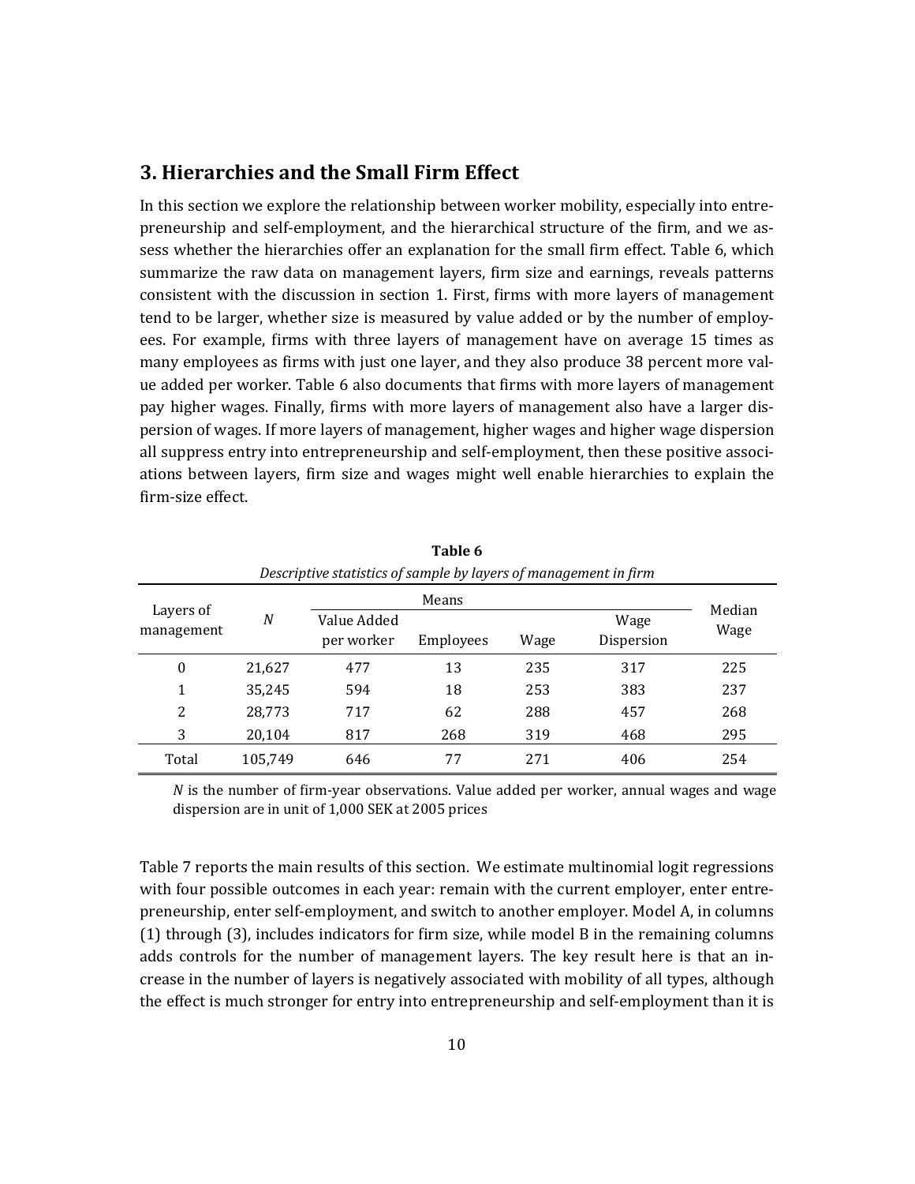## 3. Hierarchies and the Small Firm Effect

In this section we explore the relationship between worker mobility, especially into entrepreneurship and self-employment, and the hierarchical structure of the firm, and we assess whether the hierarchies offer an explanation for the small firm effect. Table 6, which summarize the raw data on management layers, firm size and earnings, reveals patterns consistent with the discussion in section 1. First, firms with more layers of management tend to be larger, whether size is measured by value added or by the number of employees. For example, firms with three layers of management have on average 15 times as many employees as firms with just one layer, and they also produce 38 percent more value added per worker. Table 6 also documents that firms with more layers of management pay higher wages. Finally, firms with more layers of management also have a larger dispersion of wages. If more layers of management, higher wages and higher wage dispersion all suppress entry into entrepreneurship and self-employment, then these positive associations between layers, firm size and wages might well enable hierarchies to explain the firm-size effect.

**Table 6**

*Descriptive statistics of sample by layers of management in firm*

| Layers of management | $N$ | Means | | | | Median Wage |
|---|---|---|---|---|---|---|
| | | Value Added per worker | Employees | Wage | Wage Dispersion | |
| 0 | 21,627 | 477 | 13 | 235 | 317 | 225 |
| 1 | 35,245 | 594 | 18 | 253 | 383 | 237 |
| 2 | 28,773 | 717 | 62 | 288 | 457 | 268 |
| 3 | 20,104 | 817 | 268 | 319 | 468 | 295 |
| Total | 105,749 | 646 | 77 | 271 | 406 | 254 |

$N$ is the number of firm-year observations. Value added per worker, annual wages and wage dispersion are in unit of 1,000 SEK at 2005 prices

Table 7 reports the main results of this section. We estimate multinomial logit regressions with four possible outcomes in each year: remain with the current employer, enter entrepreneurship, enter self-employment, and switch to another employer. Model A, in columns (1) through (3), includes indicators for firm size, while model B in the remaining columns adds controls for the number of management layers. The key result here is that an increase in the number of layers is negatively associated with mobility of all types, although the effect is much stronger for entry into entrepreneurship and self-employment than it is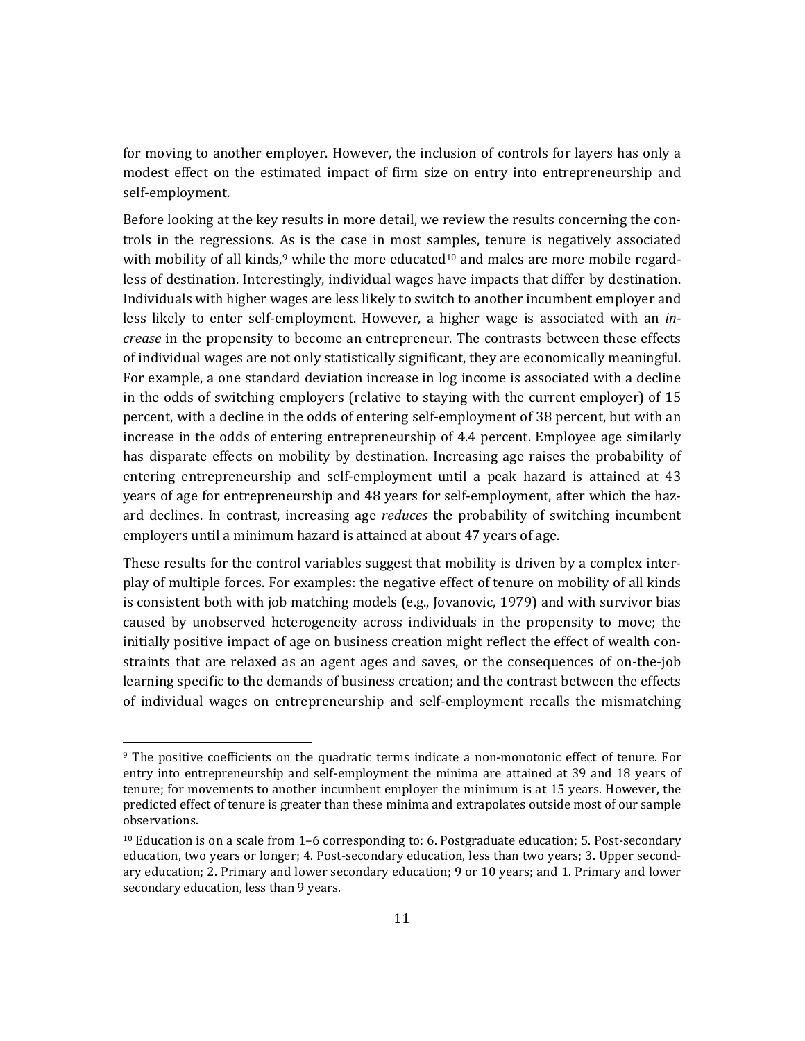for moving to another employer. However, the inclusion of controls for layers has only a modest effect on the estimated impact of firm size on entry into entrepreneurship and self-employment.

Before looking at the key results in more detail, we review the results concerning the controls in the regressions. As is the case in most samples, tenure is negatively associated with mobility of all kinds,[9] while the more educated[10] and males are more mobile regardless of destination. Interestingly, individual wages have impacts that differ by destination. Individuals with higher wages are less likely to switch to another incumbent employer and less likely to enter self-employment. However, a higher wage is associated with an *increase* in the propensity to become an entrepreneur. The contrasts between these effects of individual wages are not only statistically significant, they are economically meaningful. For example, a one standard deviation increase in log income is associated with a decline in the odds of switching employers (relative to staying with the current employer) of 15 percent, with a decline in the odds of entering self-employment of 38 percent, but with an increase in the odds of entering entrepreneurship of 4.4 percent. Employee age similarly has disparate effects on mobility by destination. Increasing age raises the probability of entering entrepreneurship and self-employment until a peak hazard is attained at 43 years of age for entrepreneurship and 48 years for self-employment, after which the hazard declines. In contrast, increasing age *reduces* the probability of switching incumbent employers until a minimum hazard is attained at about 47 years of age.

These results for the control variables suggest that mobility is driven by a complex interplay of multiple forces. For examples: the negative effect of tenure on mobility of all kinds is consistent both with job matching models (e.g., Jovanovic, 1979) and with survivor bias caused by unobserved heterogeneity across individuals in the propensity to move; the initially positive impact of age on business creation might reflect the effect of wealth constraints that are relaxed as an agent ages and saves, or the consequences of on-the-job learning specific to the demands of business creation; and the contrast between the effects of individual wages on entrepreneurship and self-employment recalls the mismatching

[9] The positive coefficients on the quadratic terms indicate a non-monotonic effect of tenure. For entry into entrepreneurship and self-employment the minima are attained at 39 and 18 years of tenure; for movements to another incumbent employer the minimum is at 15 years. However, the predicted effect of tenure is greater than these minima and extrapolates outside most of our sample observations.

[10] Education is on a scale from 1–6 corresponding to: 6. Postgraduate education; 5. Post-secondary education, two years or longer; 4. Post-secondary education, less than two years; 3. Upper secondary education; 2. Primary and lower secondary education; 9 or 10 years; and 1. Primary and lower secondary education, less than 9 years.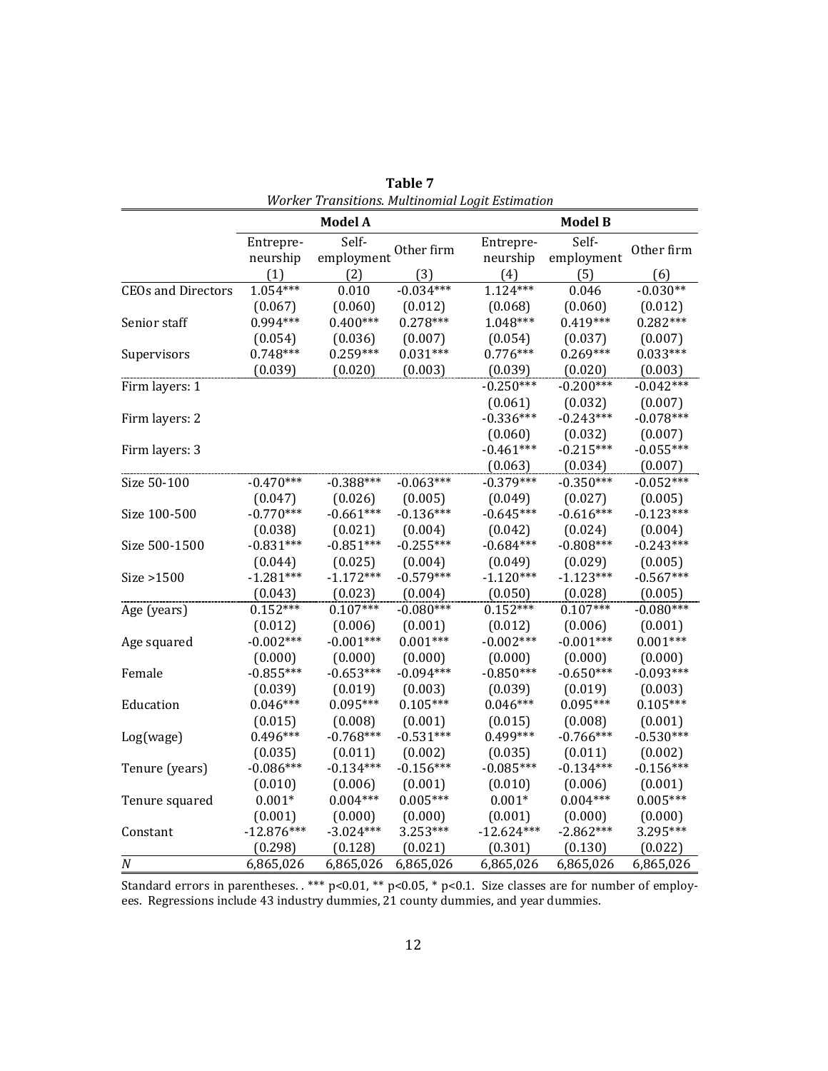**Table 7**

*Worker Transitions. Multinomial Logit Estimation*

| | Model A | | | Model B | | |
|---|---|---|---|---|---|---|
| | Entrepre-neurship | Self-employment | Other firm | Entrepre-neurship | Self-employment | Other firm |
| | (1) | (2) | (3) | (4) | (5) | (6) |
| CEOs and Directors | 1.054*** | 0.010 | -0.034*** | 1.124*** | 0.046 | -0.030** |
| | (0.067) | (0.060) | (0.012) | (0.068) | (0.060) | (0.012) |
| Senior staff | 0.994*** | 0.400*** | 0.278*** | 1.048*** | 0.419*** | 0.282*** |
| | (0.054) | (0.036) | (0.007) | (0.054) | (0.037) | (0.007) |
| Supervisors | 0.748*** | 0.259*** | 0.031*** | 0.776*** | 0.269*** | 0.033*** |
| | (0.039) | (0.020) | (0.003) | (0.039) | (0.020) | (0.003) |
| Firm layers: 1 | | | | -0.250*** | -0.200*** | -0.042*** |
| | | | | (0.061) | (0.032) | (0.007) |
| Firm layers: 2 | | | | -0.336*** | -0.243*** | -0.078*** |
| | | | | (0.060) | (0.032) | (0.007) |
| Firm layers: 3 | | | | -0.461*** | -0.215*** | -0.055*** |
| | | | | (0.063) | (0.034) | (0.007) |
| Size 50-100 | -0.470*** | -0.388*** | -0.063*** | -0.379*** | -0.350*** | -0.052*** |
| | (0.047) | (0.026) | (0.005) | (0.049) | (0.027) | (0.005) |
| Size 100-500 | -0.770*** | -0.661*** | -0.136*** | -0.645*** | -0.616*** | -0.123*** |
| | (0.038) | (0.021) | (0.004) | (0.042) | (0.024) | (0.004) |
| Size 500-1500 | -0.831*** | -0.851*** | -0.255*** | -0.684*** | -0.808*** | -0.243*** |
| | (0.044) | (0.025) | (0.004) | (0.049) | (0.029) | (0.005) |
| Size >1500 | -1.281*** | -1.172*** | -0.579*** | -1.120*** | -1.123*** | -0.567*** |
| | (0.043) | (0.023) | (0.004) | (0.050) | (0.028) | (0.005) |
| Age (years) | 0.152*** | 0.107*** | -0.080*** | 0.152*** | 0.107*** | -0.080*** |
| | (0.012) | (0.006) | (0.001) | (0.012) | (0.006) | (0.001) |
| Age squared | -0.002*** | -0.001*** | 0.001*** | -0.002*** | -0.001*** | 0.001*** |
| | (0.000) | (0.000) | (0.000) | (0.000) | (0.000) | (0.000) |
| Female | -0.855*** | -0.653*** | -0.094*** | -0.850*** | -0.650*** | -0.093*** |
| | (0.039) | (0.019) | (0.003) | (0.039) | (0.019) | (0.003) |
| Education | 0.046*** | 0.095*** | 0.105*** | 0.046*** | 0.095*** | 0.105*** |
| | (0.015) | (0.008) | (0.001) | (0.015) | (0.008) | (0.001) |
| Log(wage) | 0.496*** | -0.768*** | -0.531*** | 0.499*** | -0.766*** | -0.530*** |
| | (0.035) | (0.011) | (0.002) | (0.035) | (0.011) | (0.002) |
| Tenure (years) | -0.086*** | -0.134*** | -0.156*** | -0.085*** | -0.134*** | -0.156*** |
| | (0.010) | (0.006) | (0.001) | (0.010) | (0.006) | (0.001) |
| Tenure squared | 0.001* | 0.004*** | 0.005*** | 0.001* | 0.004*** | 0.005*** |
| | (0.001) | (0.000) | (0.000) | (0.001) | (0.000) | (0.000) |
| Constant | -12.876*** | -3.024*** | 3.253*** | -12.624*** | -2.862*** | 3.295*** |
| | (0.298) | (0.128) | (0.021) | (0.301) | (0.130) | (0.022) |
| *N* | 6,865,026 | 6,865,026 | 6,865,026 | 6,865,026 | 6,865,026 | 6,865,026 |

Standard errors in parentheses. . *** p<0.01, ** p<0.05, * p<0.1. Size classes are for number of employees. Regressions include 43 industry dummies, 21 county dummies, and year dummies.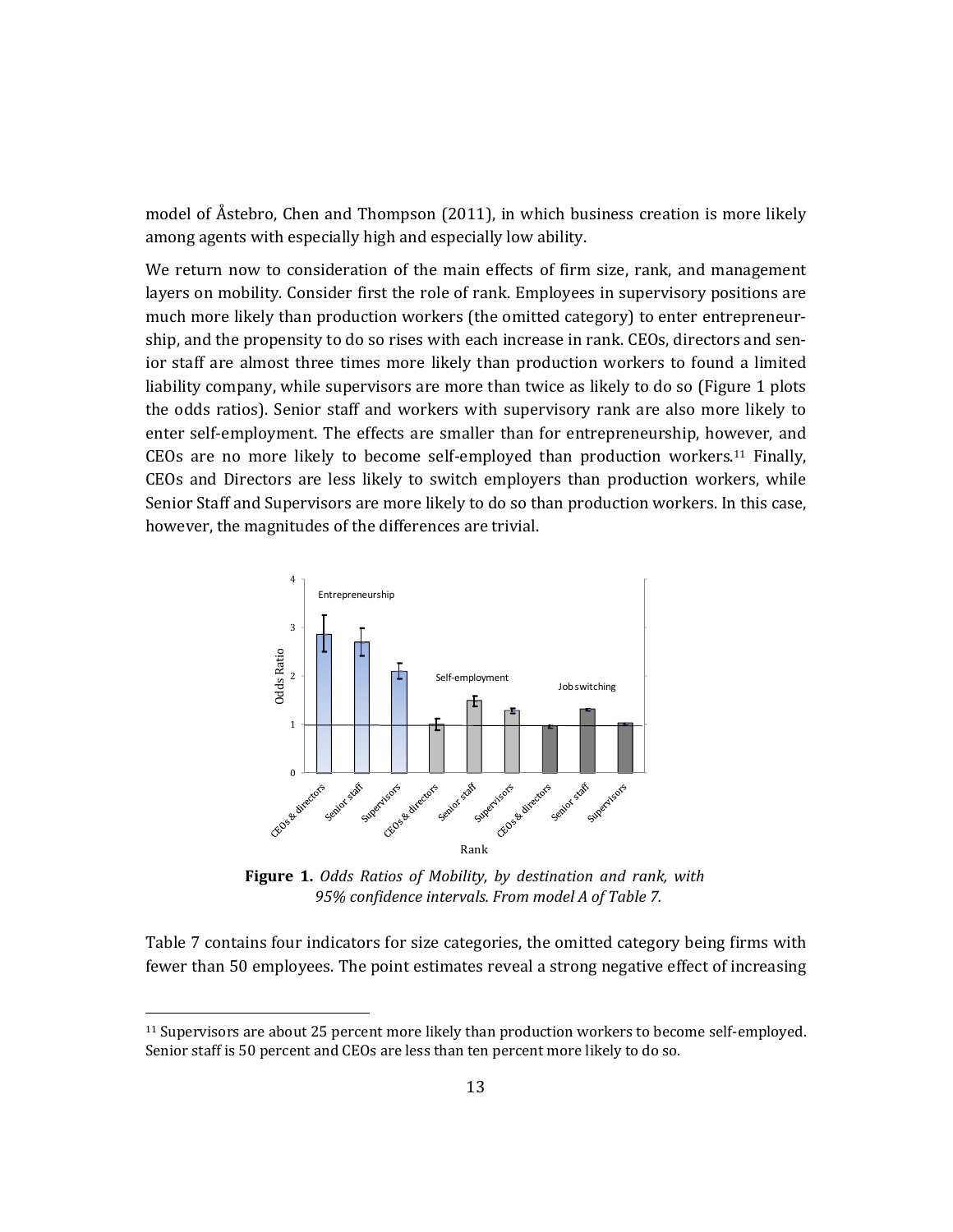model of Åstebro, Chen and Thompson (2011), in which business creation is more likely among agents with especially high and especially low ability.

We return now to consideration of the main effects of firm size, rank, and management layers on mobility. Consider first the role of rank. Employees in supervisory positions are much more likely than production workers (the omitted category) to enter entrepreneurship, and the propensity to do so rises with each increase in rank. CEOs, directors and senior staff are almost three times more likely than production workers to found a limited liability company, while supervisors are more than twice as likely to do so (Figure 1 plots the odds ratios). Senior staff and workers with supervisory rank are also more likely to enter self-employment. The effects are smaller than for entrepreneurship, however, and CEOs are no more likely to become self-employed than production workers.[11] Finally, CEOs and Directors are less likely to switch employers than production workers, while Senior Staff and Supervisors are more likely to do so than production workers. In this case, however, the magnitudes of the differences are trivial.

**Figure 1.** *Odds Ratios of Mobility, by destination and rank, with 95% confidence intervals. From model A of Table 7.*

Table 7 contains four indicators for size categories, the omitted category being firms with fewer than 50 employees. The point estimates reveal a strong negative effect of increasing

[11] Supervisors are about 25 percent more likely than production workers to become self-employed. Senior staff is 50 percent and CEOs are less than ten percent more likely to do so.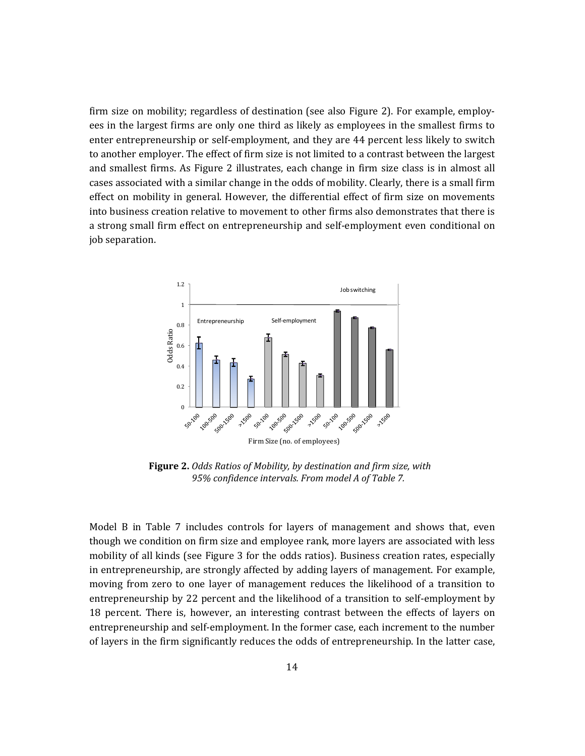firm size on mobility; regardless of destination (see also Figure 2). For example, employees in the largest firms are only one third as likely as employees in the smallest firms to enter entrepreneurship or self-employment, and they are 44 percent less likely to switch to another employer. The effect of firm size is not limited to a contrast between the largest and smallest firms. As Figure 2 illustrates, each change in firm size class is in almost all cases associated with a similar change in the odds of mobility. Clearly, there is a small firm effect on mobility in general. However, the differential effect of firm size on movements into business creation relative to movement to other firms also demonstrates that there is a strong small firm effect on entrepreneurship and self-employment even conditional on job separation.

**Figure 2.** *Odds Ratios of Mobility, by destination and firm size, with 95% confidence intervals. From model A of Table 7.*

Model B in Table 7 includes controls for layers of management and shows that, even though we condition on firm size and employee rank, more layers are associated with less mobility of all kinds (see Figure 3 for the odds ratios). Business creation rates, especially in entrepreneurship, are strongly affected by adding layers of management. For example, moving from zero to one layer of management reduces the likelihood of a transition to entrepreneurship by 22 percent and the likelihood of a transition to self-employment by 18 percent. There is, however, an interesting contrast between the effects of layers on entrepreneurship and self-employment. In the former case, each increment to the number of layers in the firm significantly reduces the odds of entrepreneurship. In the latter case,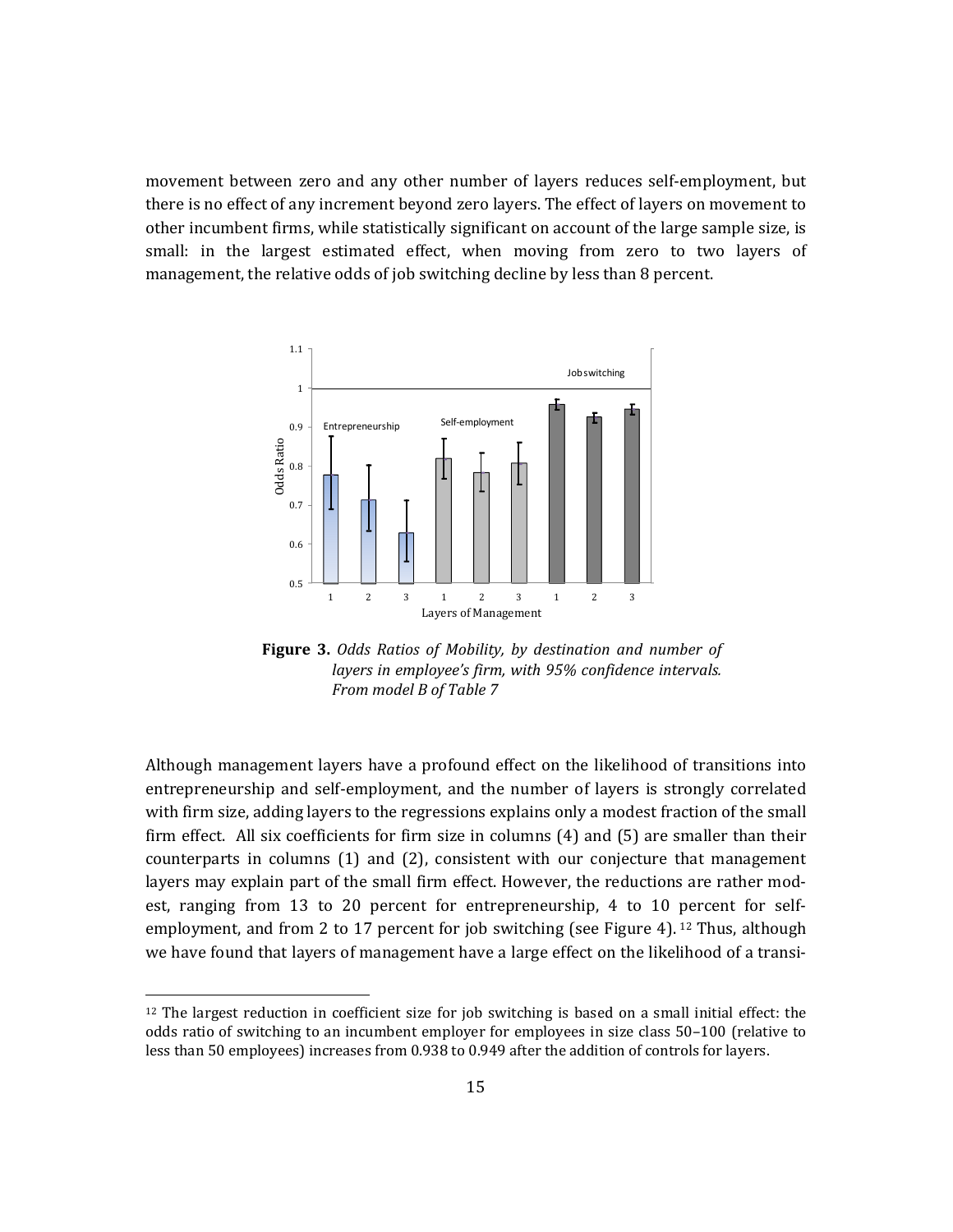movement between zero and any other number of layers reduces self-employment, but there is no effect of any increment beyond zero layers. The effect of layers on movement to other incumbent firms, while statistically significant on account of the large sample size, is small: in the largest estimated effect, when moving from zero to two layers of management, the relative odds of job switching decline by less than 8 percent.

**Figure 3.** *Odds Ratios of Mobility, by destination and number of layers in employee's firm, with 95% confidence intervals. From model B of Table 7*

Although management layers have a profound effect on the likelihood of transitions into entrepreneurship and self-employment, and the number of layers is strongly correlated with firm size, adding layers to the regressions explains only a modest fraction of the small firm effect. All six coefficients for firm size in columns (4) and (5) are smaller than their counterparts in columns (1) and (2), consistent with our conjecture that management layers may explain part of the small firm effect. However, the reductions are rather modest, ranging from 13 to 20 percent for entrepreneurship, 4 to 10 percent for self-employment, and from 2 to 17 percent for job switching (see Figure 4).[12] Thus, although we have found that layers of management have a large effect on the likelihood of a transi-

[12] The largest reduction in coefficient size for job switching is based on a small initial effect: the odds ratio of switching to an incumbent employer for employees in size class 50–100 (relative to less than 50 employees) increases from 0.938 to 0.949 after the addition of controls for layers.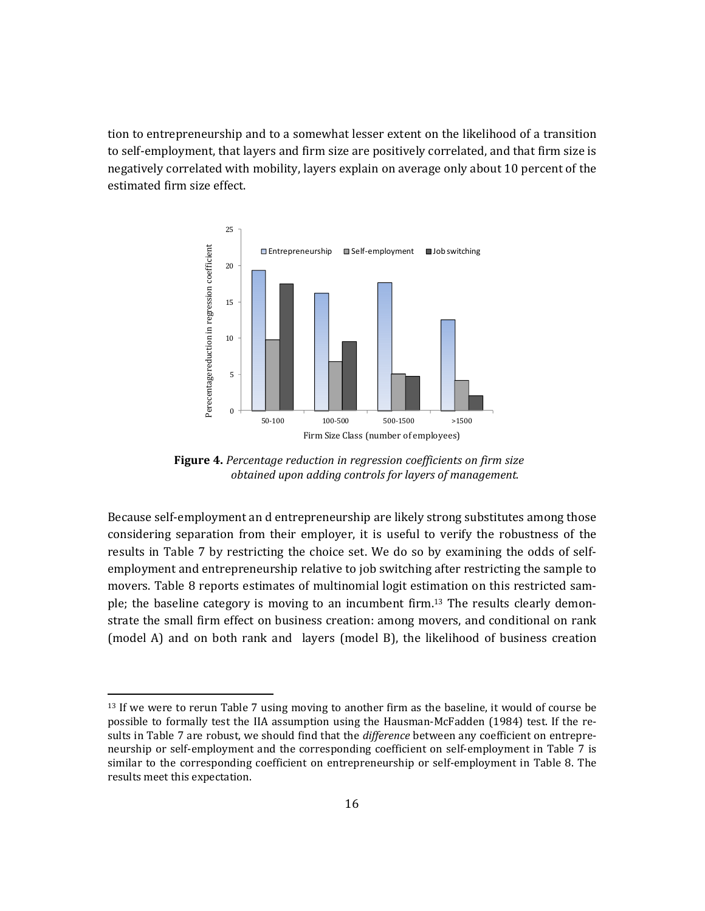tion to entrepreneurship and to a somewhat lesser extent on the likelihood of a transition to self-employment, that layers and firm size are positively correlated, and that firm size is negatively correlated with mobility, layers explain on average only about 10 percent of the estimated firm size effect.

**Figure 4.** *Percentage reduction in regression coefficients on firm size obtained upon adding controls for layers of management.*

Because self-employment an d entrepreneurship are likely strong substitutes among those considering separation from their employer, it is useful to verify the robustness of the results in Table 7 by restricting the choice set. We do so by examining the odds of self-employment and entrepreneurship relative to job switching after restricting the sample to movers. Table 8 reports estimates of multinomial logit estimation on this restricted sample; the baseline category is moving to an incumbent firm.[13] The results clearly demonstrate the small firm effect on business creation: among movers, and conditional on rank (model A) and on both rank and layers (model B), the likelihood of business creation

[13] If we were to rerun Table 7 using moving to another firm as the baseline, it would of course be possible to formally test the IIA assumption using the Hausman-McFadden (1984) test. If the results in Table 7 are robust, we should find that the *difference* between any coefficient on entrepreneurship or self-employment and the corresponding coefficient on self-employment in Table 7 is similar to the corresponding coefficient on entrepreneurship or self-employment in Table 8. The results meet this expectation.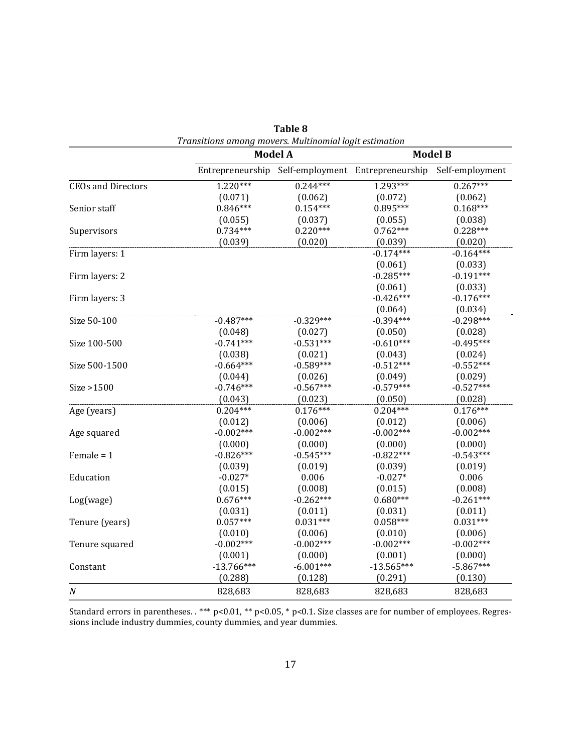**Table 8**

*Transitions among movers. Multinomial logit estimation*

| | **Model A** | | **Model B** | |
|---|---|---|---|---|
| | Entrepreneurship | Self-employment | Entrepreneurship | Self-employment |
| CEOs and Directors | 1.220*** | 0.244*** | 1.293*** | 0.267*** |
| | (0.071) | (0.062) | (0.072) | (0.062) |
| Senior staff | 0.846*** | 0.154*** | 0.895*** | 0.168*** |
| | (0.055) | (0.037) | (0.055) | (0.038) |
| Supervisors | 0.734*** | 0.220*** | 0.762*** | 0.228*** |
| | (0.039) | (0.020) | (0.039) | (0.020) |
| Firm layers: 1 | | | -0.174*** | -0.164*** |
| | | | (0.061) | (0.033) |
| Firm layers: 2 | | | -0.285*** | -0.191*** |
| | | | (0.061) | (0.033) |
| Firm layers: 3 | | | -0.426*** | -0.176*** |
| | | | (0.064) | (0.034) |
| Size 50-100 | -0.487*** | -0.329*** | -0.394*** | -0.298*** |
| | (0.048) | (0.027) | (0.050) | (0.028) |
| Size 100-500 | -0.741*** | -0.531*** | -0.610*** | -0.495*** |
| | (0.038) | (0.021) | (0.043) | (0.024) |
| Size 500-1500 | -0.664*** | -0.589*** | -0.512*** | -0.552*** |
| | (0.044) | (0.026) | (0.049) | (0.029) |
| Size >1500 | -0.746*** | -0.567*** | -0.579*** | -0.527*** |
| | (0.043) | (0.023) | (0.050) | (0.028) |
| Age (years) | 0.204*** | 0.176*** | 0.204*** | 0.176*** |
| | (0.012) | (0.006) | (0.012) | (0.006) |
| Age squared | -0.002*** | -0.002*** | -0.002*** | -0.002*** |
| | (0.000) | (0.000) | (0.000) | (0.000) |
| Female = 1 | -0.826*** | -0.545*** | -0.822*** | -0.543*** |
| | (0.039) | (0.019) | (0.039) | (0.019) |
| Education | -0.027* | 0.006 | -0.027* | 0.006 |
| | (0.015) | (0.008) | (0.015) | (0.008) |
| Log(wage) | 0.676*** | -0.262*** | 0.680*** | -0.261*** |
| | (0.031) | (0.011) | (0.031) | (0.011) |
| Tenure (years) | 0.057*** | 0.031*** | 0.058*** | 0.031*** |
| | (0.010) | (0.006) | (0.010) | (0.006) |
| Tenure squared | -0.002*** | -0.002*** | -0.002*** | -0.002*** |
| | (0.001) | (0.000) | (0.001) | (0.000) |
| Constant | -13.766*** | -6.001*** | -13.565*** | -5.867*** |
| | (0.288) | (0.128) | (0.291) | (0.130) |
| *N* | 828,683 | 828,683 | 828,683 | 828,683 |

Standard errors in parentheses. . *** p<0.01, ** p<0.05, * p<0.1. Size classes are for number of employees. Regressions include industry dummies, county dummies, and year dummies.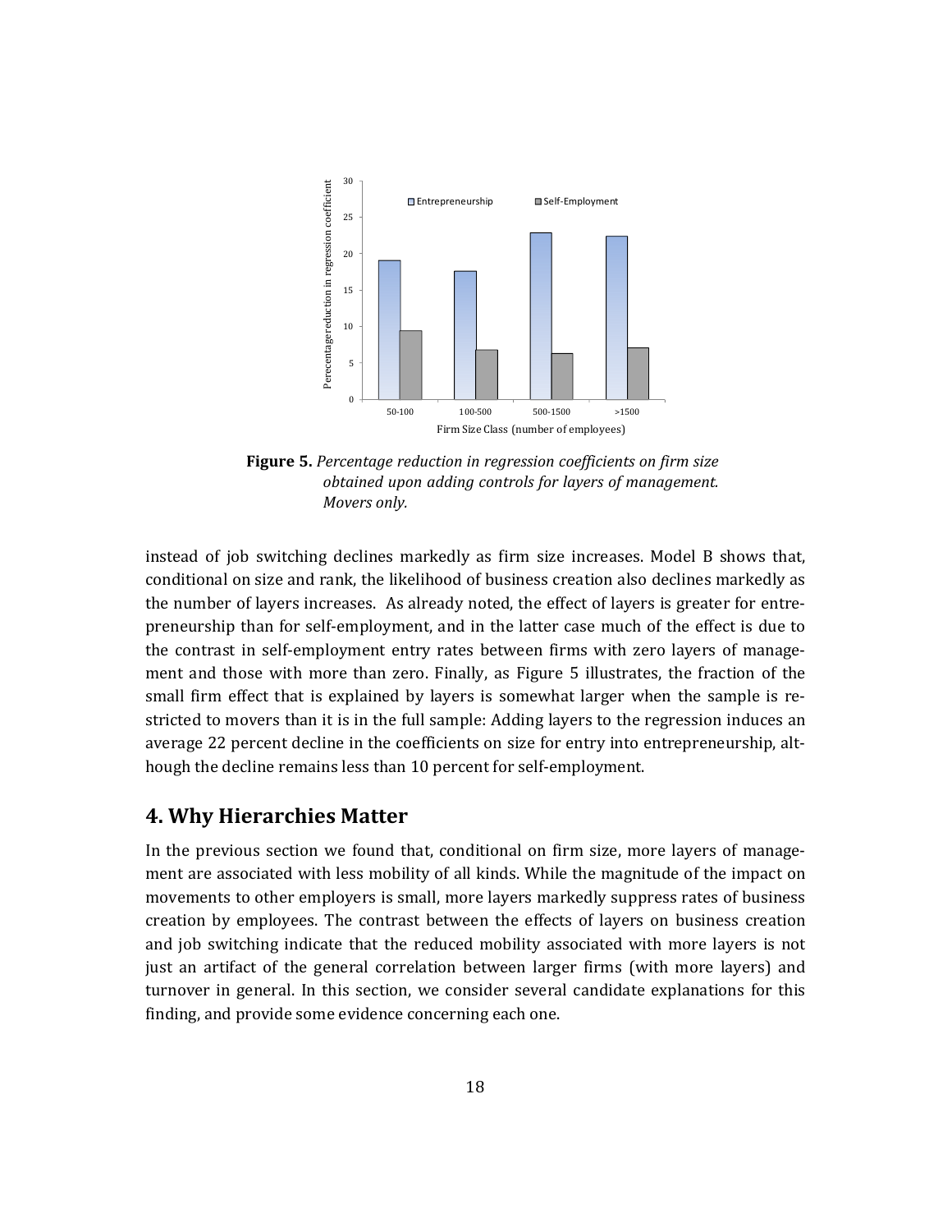**Figure 5.** *Percentage reduction in regression coefficients on firm size obtained upon adding controls for layers of management. Movers only.*

instead of job switching declines markedly as firm size increases. Model B shows that, conditional on size and rank, the likelihood of business creation also declines markedly as the number of layers increases. As already noted, the effect of layers is greater for entrepreneurship than for self-employment, and in the latter case much of the effect is due to the contrast in self-employment entry rates between firms with zero layers of management and those with more than zero. Finally, as Figure 5 illustrates, the fraction of the small firm effect that is explained by layers is somewhat larger when the sample is restricted to movers than it is in the full sample: Adding layers to the regression induces an average 22 percent decline in the coefficients on size for entry into entrepreneurship, although the decline remains less than 10 percent for self-employment.

## 4. Why Hierarchies Matter

In the previous section we found that, conditional on firm size, more layers of management are associated with less mobility of all kinds. While the magnitude of the impact on movements to other employers is small, more layers markedly suppress rates of business creation by employees. The contrast between the effects of layers on business creation and job switching indicate that the reduced mobility associated with more layers is not just an artifact of the general correlation between larger firms (with more layers) and turnover in general. In this section, we consider several candidate explanations for this finding, and provide some evidence concerning each one.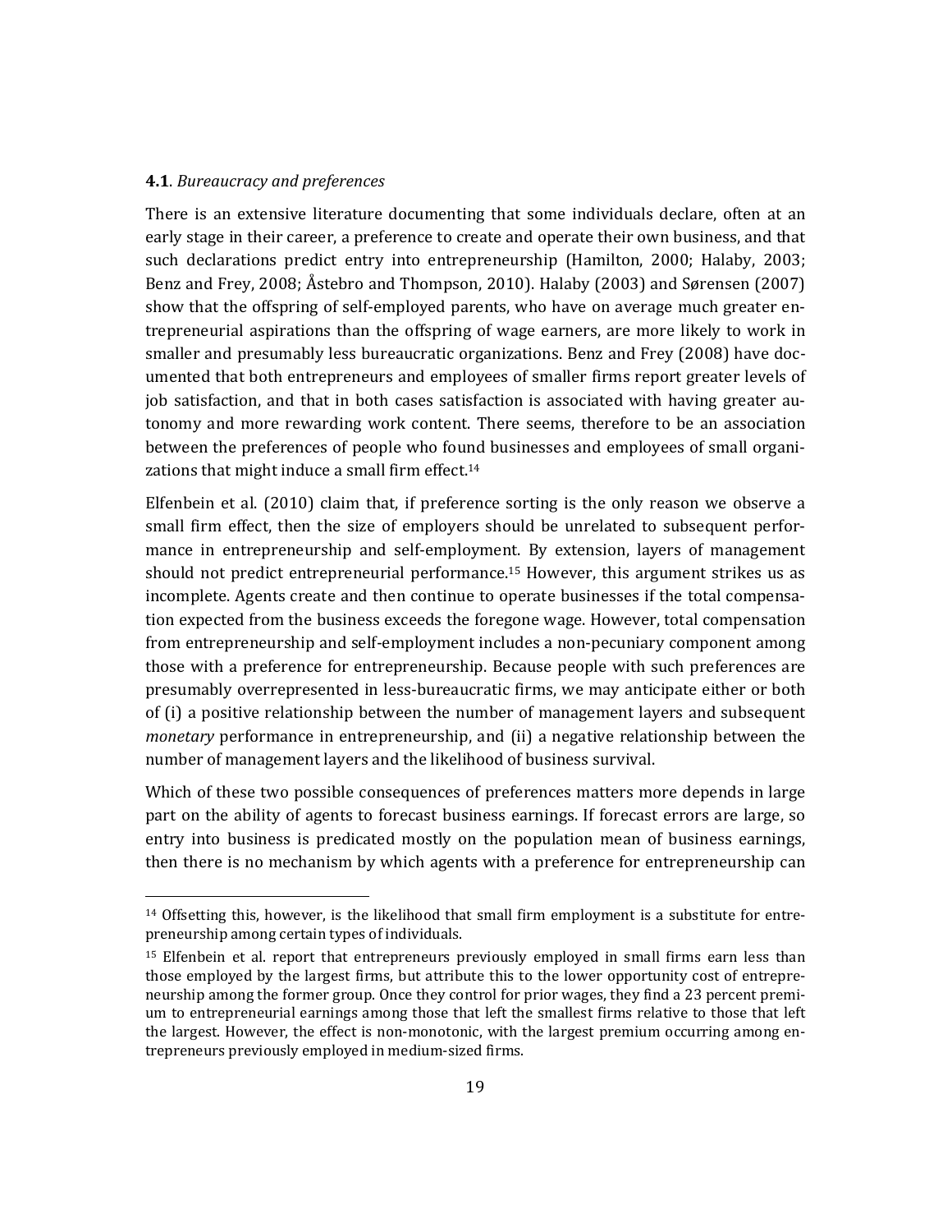**4.1**. *Bureaucracy and preferences*

There is an extensive literature documenting that some individuals declare, often at an early stage in their career, a preference to create and operate their own business, and that such declarations predict entry into entrepreneurship (Hamilton, 2000; Halaby, 2003; Benz and Frey, 2008; Åstebro and Thompson, 2010). Halaby (2003) and Sørensen (2007) show that the offspring of self-employed parents, who have on average much greater entrepreneurial aspirations than the offspring of wage earners, are more likely to work in smaller and presumably less bureaucratic organizations. Benz and Frey (2008) have documented that both entrepreneurs and employees of smaller firms report greater levels of job satisfaction, and that in both cases satisfaction is associated with having greater autonomy and more rewarding work content. There seems, therefore to be an association between the preferences of people who found businesses and employees of small organizations that might induce a small firm effect.[14]

Elfenbein et al. (2010) claim that, if preference sorting is the only reason we observe a small firm effect, then the size of employers should be unrelated to subsequent performance in entrepreneurship and self-employment. By extension, layers of management should not predict entrepreneurial performance.[15] However, this argument strikes us as incomplete. Agents create and then continue to operate businesses if the total compensation expected from the business exceeds the foregone wage. However, total compensation from entrepreneurship and self-employment includes a non-pecuniary component among those with a preference for entrepreneurship. Because people with such preferences are presumably overrepresented in less-bureaucratic firms, we may anticipate either or both of (i) a positive relationship between the number of management layers and subsequent *monetary* performance in entrepreneurship, and (ii) a negative relationship between the number of management layers and the likelihood of business survival.

Which of these two possible consequences of preferences matters more depends in large part on the ability of agents to forecast business earnings. If forecast errors are large, so entry into business is predicated mostly on the population mean of business earnings, then there is no mechanism by which agents with a preference for entrepreneurship can

---

[14] Offsetting this, however, is the likelihood that small firm employment is a substitute for entrepreneurship among certain types of individuals.

[15] Elfenbein et al. report that entrepreneurs previously employed in small firms earn less than those employed by the largest firms, but attribute this to the lower opportunity cost of entrepreneurship among the former group. Once they control for prior wages, they find a 23 percent premium to entrepreneurial earnings among those that left the smallest firms relative to those that left the largest. However, the effect is non-monotonic, with the largest premium occurring among entrepreneurs previously employed in medium-sized firms.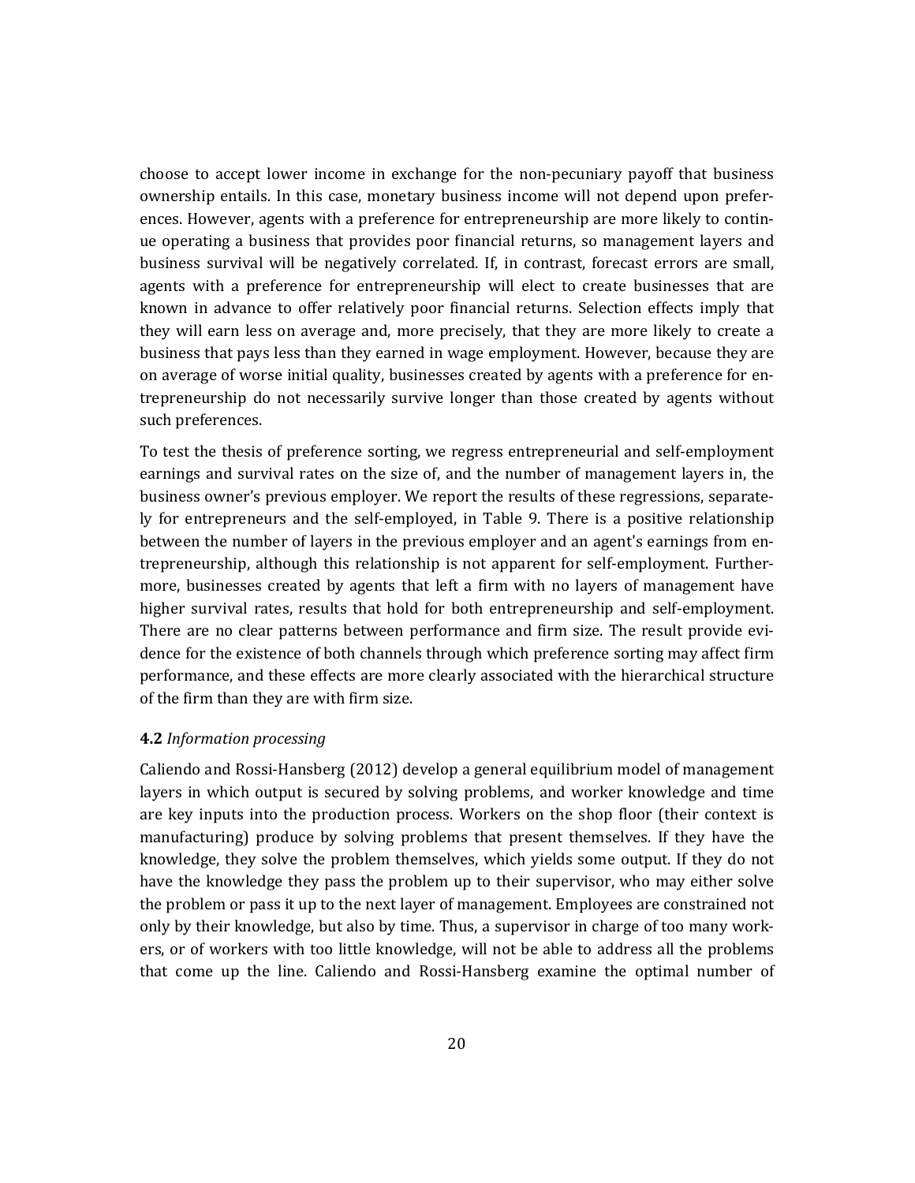choose to accept lower income in exchange for the non-pecuniary payoff that business ownership entails. In this case, monetary business income will not depend upon preferences. However, agents with a preference for entrepreneurship are more likely to continue operating a business that provides poor financial returns, so management layers and business survival will be negatively correlated. If, in contrast, forecast errors are small, agents with a preference for entrepreneurship will elect to create businesses that are known in advance to offer relatively poor financial returns. Selection effects imply that they will earn less on average and, more precisely, that they are more likely to create a business that pays less than they earned in wage employment. However, because they are on average of worse initial quality, businesses created by agents with a preference for entrepreneurship do not necessarily survive longer than those created by agents without such preferences.

To test the thesis of preference sorting, we regress entrepreneurial and self-employment earnings and survival rates on the size of, and the number of management layers in, the business owner's previous employer. We report the results of these regressions, separately for entrepreneurs and the self-employed, in Table 9. There is a positive relationship between the number of layers in the previous employer and an agent's earnings from entrepreneurship, although this relationship is not apparent for self-employment. Furthermore, businesses created by agents that left a firm with no layers of management have higher survival rates, results that hold for both entrepreneurship and self-employment. There are no clear patterns between performance and firm size. The result provide evidence for the existence of both channels through which preference sorting may affect firm performance, and these effects are more clearly associated with the hierarchical structure of the firm than they are with firm size.

**4.2** *Information processing*

Caliendo and Rossi-Hansberg (2012) develop a general equilibrium model of management layers in which output is secured by solving problems, and worker knowledge and time are key inputs into the production process. Workers on the shop floor (their context is manufacturing) produce by solving problems that present themselves. If they have the knowledge, they solve the problem themselves, which yields some output. If they do not have the knowledge they pass the problem up to their supervisor, who may either solve the problem or pass it up to the next layer of management. Employees are constrained not only by their knowledge, but also by time. Thus, a supervisor in charge of too many workers, or of workers with too little knowledge, will not be able to address all the problems that come up the line. Caliendo and Rossi-Hansberg examine the optimal number of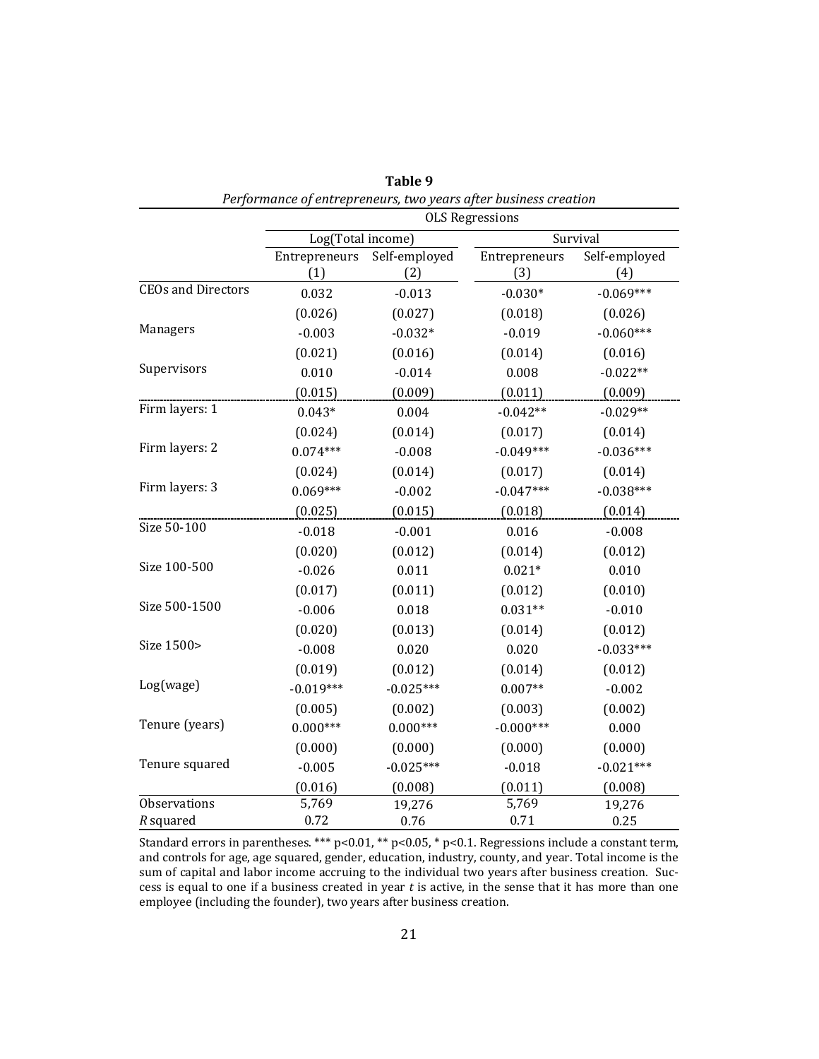**Table 9**

*Performance of entrepreneurs, two years after business creation*

| | OLS Regressions | | | |
|---|---|---|---|---|
| | Log(Total income) | | Survival | |
| | Entrepreneurs | Self-employed | Entrepreneurs | Self-employed |
| | (1) | (2) | (3) | (4) |
| CEOs and Directors | 0.032 | -0.013 | -0.030* | -0.069*** |
| | (0.026) | (0.027) | (0.018) | (0.026) |
| Managers | -0.003 | -0.032* | -0.019 | -0.060*** |
| | (0.021) | (0.016) | (0.014) | (0.016) |
| Supervisors | 0.010 | -0.014 | 0.008 | -0.022** |
| | (0.015) | (0.009) | (0.011) | (0.009) |
| Firm layers: 1 | 0.043* | 0.004 | -0.042** | -0.029** |
| | (0.024) | (0.014) | (0.017) | (0.014) |
| Firm layers: 2 | 0.074*** | -0.008 | -0.049*** | -0.036*** |
| | (0.024) | (0.014) | (0.017) | (0.014) |
| Firm layers: 3 | 0.069*** | -0.002 | -0.047*** | -0.038*** |
| | (0.025) | (0.015) | (0.018) | (0.014) |
| Size 50-100 | -0.018 | -0.001 | 0.016 | -0.008 |
| | (0.020) | (0.012) | (0.014) | (0.012) |
| Size 100-500 | -0.026 | 0.011 | 0.021* | 0.010 |
| | (0.017) | (0.011) | (0.012) | (0.010) |
| Size 500-1500 | -0.006 | 0.018 | 0.031** | -0.010 |
| | (0.020) | (0.013) | (0.014) | (0.012) |
| Size 1500> | -0.008 | 0.020 | 0.020 | -0.033*** |
| | (0.019) | (0.012) | (0.014) | (0.012) |
| Log(wage) | -0.019*** | -0.025*** | 0.007** | -0.002 |
| | (0.005) | (0.002) | (0.003) | (0.002) |
| Tenure (years) | 0.000*** | 0.000*** | -0.000*** | 0.000 |
| | (0.000) | (0.000) | (0.000) | (0.000) |
| Tenure squared | -0.005 | -0.025*** | -0.018 | -0.021*** |
| | (0.016) | (0.008) | (0.011) | (0.008) |
| Observations | 5,769 | 19,276 | 5,769 | 19,276 |
| *R* squared | 0.72 | 0.76 | 0.71 | 0.25 |

Standard errors in parentheses. *** p<0.01, ** p<0.05, * p<0.1. Regressions include a constant term, and controls for age, age squared, gender, education, industry, county, and year. Total income is the sum of capital and labor income accruing to the individual two years after business creation. Success is equal to one if a business created in year *t* is active, in the sense that it has more than one employee (including the founder), two years after business creation.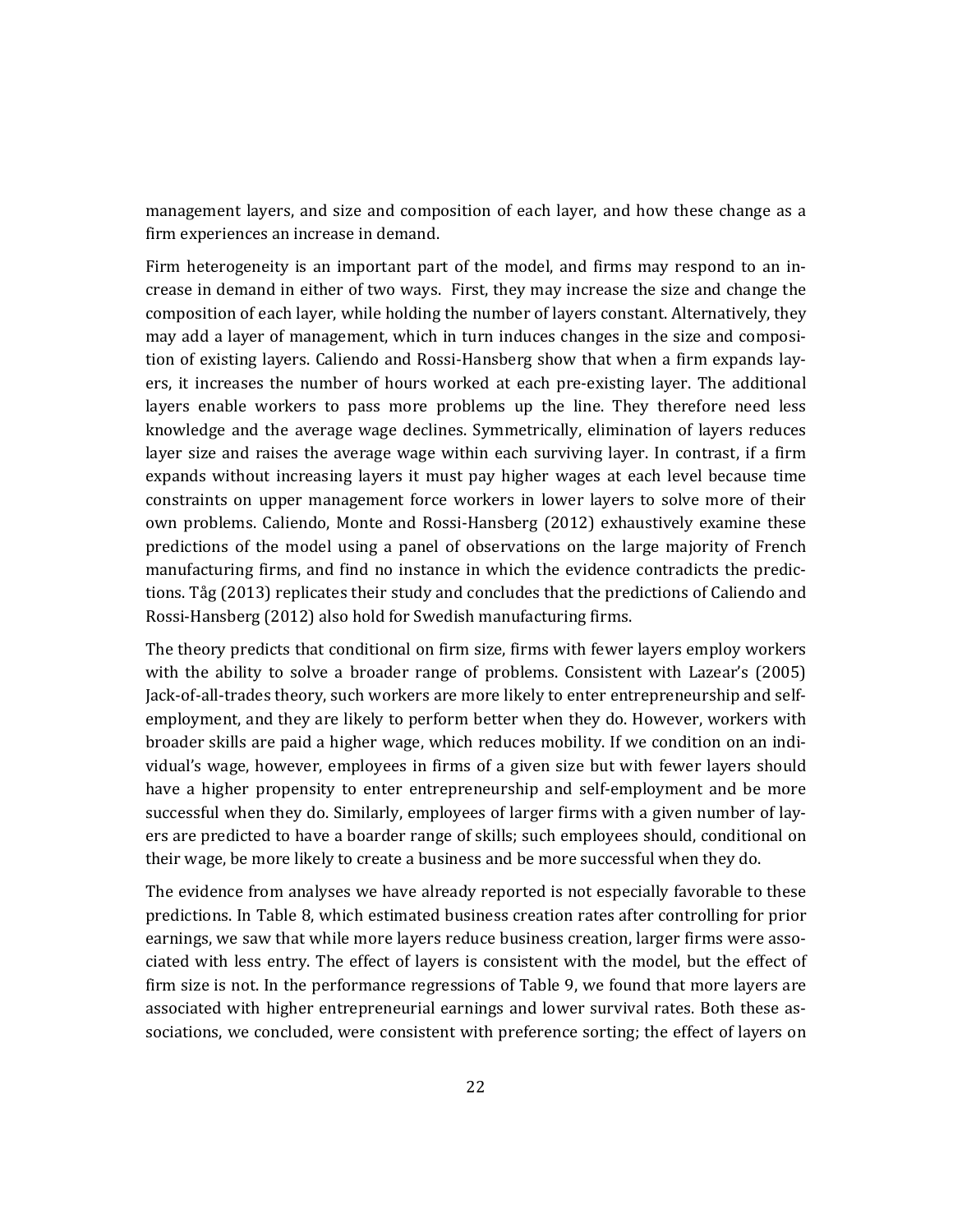management layers, and size and composition of each layer, and how these change as a firm experiences an increase in demand.

Firm heterogeneity is an important part of the model, and firms may respond to an increase in demand in either of two ways. First, they may increase the size and change the composition of each layer, while holding the number of layers constant. Alternatively, they may add a layer of management, which in turn induces changes in the size and composition of existing layers. Caliendo and Rossi-Hansberg show that when a firm expands layers, it increases the number of hours worked at each pre-existing layer. The additional layers enable workers to pass more problems up the line. They therefore need less knowledge and the average wage declines. Symmetrically, elimination of layers reduces layer size and raises the average wage within each surviving layer. In contrast, if a firm expands without increasing layers it must pay higher wages at each level because time constraints on upper management force workers in lower layers to solve more of their own problems. Caliendo, Monte and Rossi-Hansberg (2012) exhaustively examine these predictions of the model using a panel of observations on the large majority of French manufacturing firms, and find no instance in which the evidence contradicts the predictions. Tåg (2013) replicates their study and concludes that the predictions of Caliendo and Rossi-Hansberg (2012) also hold for Swedish manufacturing firms.

The theory predicts that conditional on firm size, firms with fewer layers employ workers with the ability to solve a broader range of problems. Consistent with Lazear's (2005) Jack-of-all-trades theory, such workers are more likely to enter entrepreneurship and self-employment, and they are likely to perform better when they do. However, workers with broader skills are paid a higher wage, which reduces mobility. If we condition on an individual's wage, however, employees in firms of a given size but with fewer layers should have a higher propensity to enter entrepreneurship and self-employment and be more successful when they do. Similarly, employees of larger firms with a given number of layers are predicted to have a boarder range of skills; such employees should, conditional on their wage, be more likely to create a business and be more successful when they do.

The evidence from analyses we have already reported is not especially favorable to these predictions. In Table 8, which estimated business creation rates after controlling for prior earnings, we saw that while more layers reduce business creation, larger firms were associated with less entry. The effect of layers is consistent with the model, but the effect of firm size is not. In the performance regressions of Table 9, we found that more layers are associated with higher entrepreneurial earnings and lower survival rates. Both these associations, we concluded, were consistent with preference sorting; the effect of layers on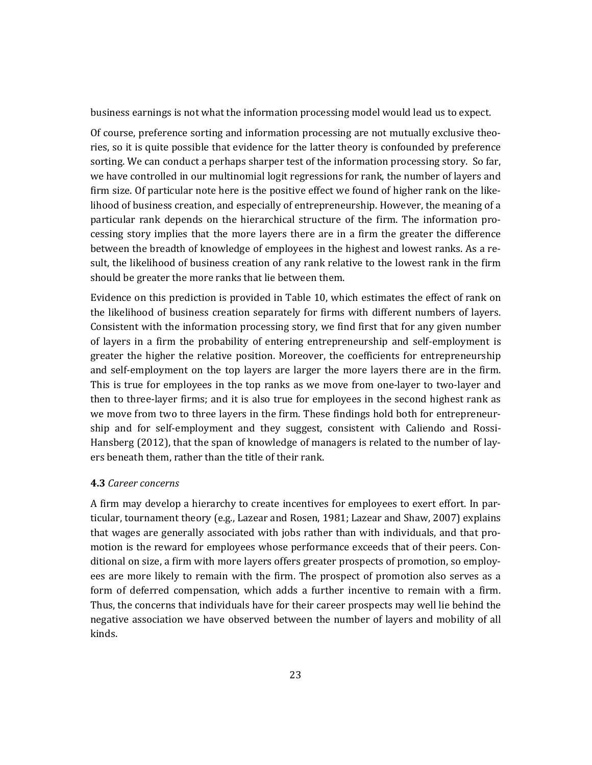business earnings is not what the information processing model would lead us to expect.

Of course, preference sorting and information processing are not mutually exclusive theories, so it is quite possible that evidence for the latter theory is confounded by preference sorting. We can conduct a perhaps sharper test of the information processing story. So far, we have controlled in our multinomial logit regressions for rank, the number of layers and firm size. Of particular note here is the positive effect we found of higher rank on the likelihood of business creation, and especially of entrepreneurship. However, the meaning of a particular rank depends on the hierarchical structure of the firm. The information processing story implies that the more layers there are in a firm the greater the difference between the breadth of knowledge of employees in the highest and lowest ranks. As a result, the likelihood of business creation of any rank relative to the lowest rank in the firm should be greater the more ranks that lie between them.

Evidence on this prediction is provided in Table 10, which estimates the effect of rank on the likelihood of business creation separately for firms with different numbers of layers. Consistent with the information processing story, we find first that for any given number of layers in a firm the probability of entering entrepreneurship and self-employment is greater the higher the relative position. Moreover, the coefficients for entrepreneurship and self-employment on the top layers are larger the more layers there are in the firm. This is true for employees in the top ranks as we move from one-layer to two-layer and then to three-layer firms; and it is also true for employees in the second highest rank as we move from two to three layers in the firm. These findings hold both for entrepreneurship and for self-employment and they suggest, consistent with Caliendo and Rossi-Hansberg (2012), that the span of knowledge of managers is related to the number of layers beneath them, rather than the title of their rank.

### 4.3 *Career concerns*

A firm may develop a hierarchy to create incentives for employees to exert effort. In particular, tournament theory (e.g., Lazear and Rosen, 1981; Lazear and Shaw, 2007) explains that wages are generally associated with jobs rather than with individuals, and that promotion is the reward for employees whose performance exceeds that of their peers. Conditional on size, a firm with more layers offers greater prospects of promotion, so employees are more likely to remain with the firm. The prospect of promotion also serves as a form of deferred compensation, which adds a further incentive to remain with a firm. Thus, the concerns that individuals have for their career prospects may well lie behind the negative association we have observed between the number of layers and mobility of all kinds.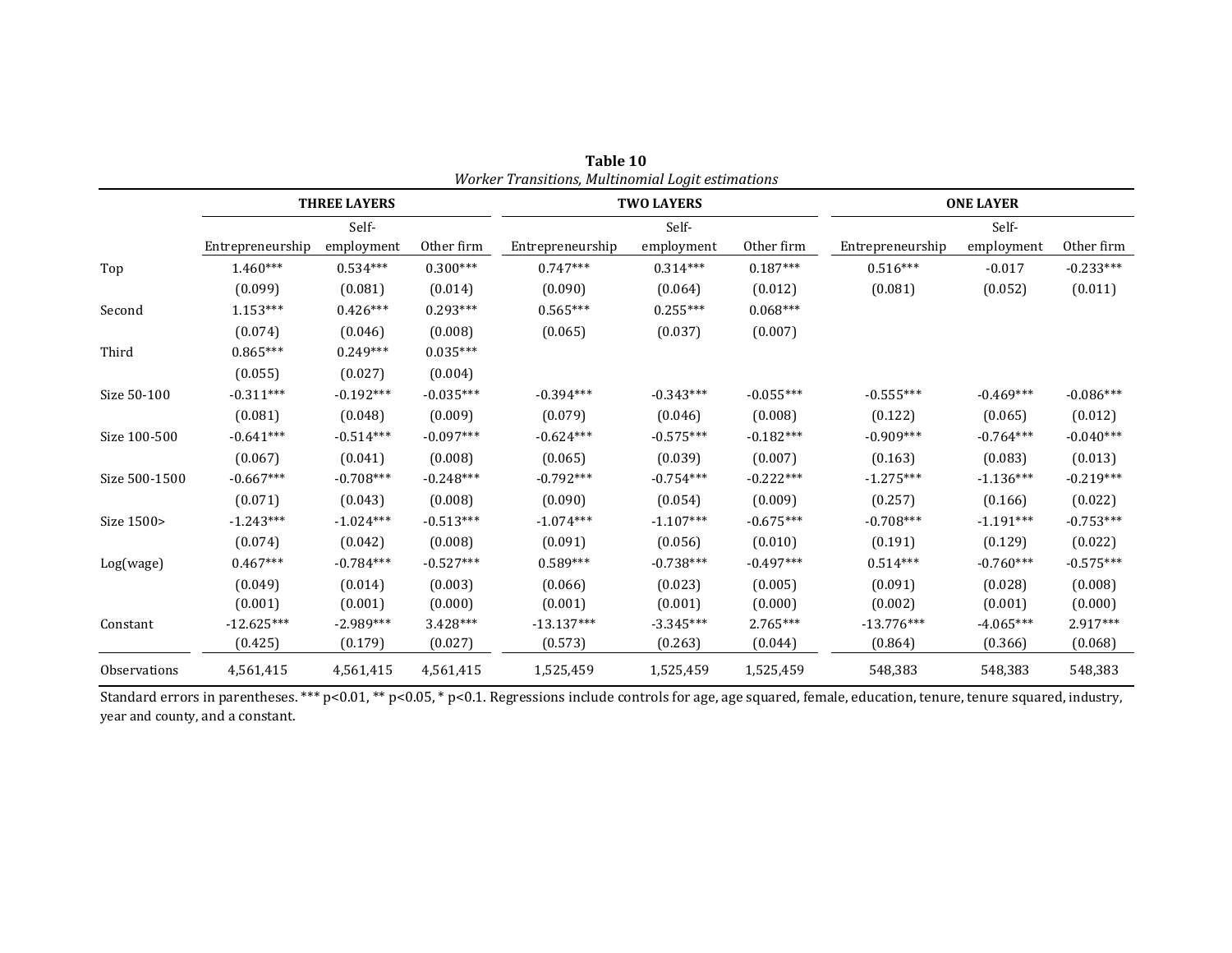**Table 10**

*Worker Transitions, Multinomial Logit estimations*

| | THREE LAYERS | | | TWO LAYERS | | | ONE LAYER | | |
|---|---|---|---|---|---|---|---|---|---|
| | Entrepreneurship | Self-employment | Other firm | Entrepreneurship | Self-employment | Other firm | Entrepreneurship | Self-employment | Other firm |
| Top | 1.460*** | 0.534*** | 0.300*** | 0.747*** | 0.314*** | 0.187*** | 0.516*** | -0.017 | -0.233*** |
| | (0.099) | (0.081) | (0.014) | (0.090) | (0.064) | (0.012) | (0.081) | (0.052) | (0.011) |
| Second | 1.153*** | 0.426*** | 0.293*** | 0.565*** | 0.255*** | 0.068*** | | | |
| | (0.074) | (0.046) | (0.008) | (0.065) | (0.037) | (0.007) | | | |
| Third | 0.865*** | 0.249*** | 0.035*** | | | | | | |
| | (0.055) | (0.027) | (0.004) | | | | | | |
| Size 50-100 | -0.311*** | -0.192*** | -0.035*** | -0.394*** | -0.343*** | -0.055*** | -0.555*** | -0.469*** | -0.086*** |
| | (0.081) | (0.048) | (0.009) | (0.079) | (0.046) | (0.008) | (0.122) | (0.065) | (0.012) |
| Size 100-500 | -0.641*** | -0.514*** | -0.097*** | -0.624*** | -0.575*** | -0.182*** | -0.909*** | -0.764*** | -0.040*** |
| | (0.067) | (0.041) | (0.008) | (0.065) | (0.039) | (0.007) | (0.163) | (0.083) | (0.013) |
| Size 500-1500 | -0.667*** | -0.708*** | -0.248*** | -0.792*** | -0.754*** | -0.222*** | -1.275*** | -1.136*** | -0.219*** |
| | (0.071) | (0.043) | (0.008) | (0.090) | (0.054) | (0.009) | (0.257) | (0.166) | (0.022) |
| Size 1500> | -1.243*** | -1.024*** | -0.513*** | -1.074*** | -1.107*** | -0.675*** | -0.708*** | -1.191*** | -0.753*** |
| | (0.074) | (0.042) | (0.008) | (0.091) | (0.056) | (0.010) | (0.191) | (0.129) | (0.022) |
| Log(wage) | 0.467*** | -0.784*** | -0.527*** | 0.589*** | -0.738*** | -0.497*** | 0.514*** | -0.760*** | -0.575*** |
| | (0.049) | (0.014) | (0.003) | (0.066) | (0.023) | (0.005) | (0.091) | (0.028) | (0.008) |
| | (0.001) | (0.001) | (0.000) | (0.001) | (0.001) | (0.000) | (0.002) | (0.001) | (0.000) |
| Constant | -12.625*** | -2.989*** | 3.428*** | -13.137*** | -3.345*** | 2.765*** | -13.776*** | -4.065*** | 2.917*** |
| | (0.425) | (0.179) | (0.027) | (0.573) | (0.263) | (0.044) | (0.864) | (0.366) | (0.068) |
| Observations | 4,561,415 | 4,561,415 | 4,561,415 | 1,525,459 | 1,525,459 | 1,525,459 | 548,383 | 548,383 | 548,383 |

Standard errors in parentheses. *** p<0.01, ** p<0.05, * p<0.1. Regressions include controls for age, age squared, female, education, tenure, tenure squared, industry, year and county, and a constant.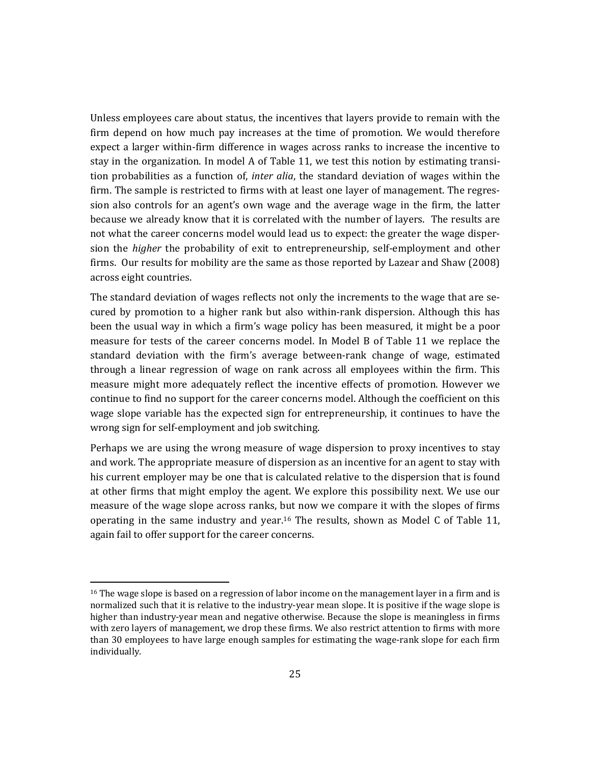Unless employees care about status, the incentives that layers provide to remain with the firm depend on how much pay increases at the time of promotion. We would therefore expect a larger within-firm difference in wages across ranks to increase the incentive to stay in the organization. In model A of Table 11, we test this notion by estimating transition probabilities as a function of, *inter alia*, the standard deviation of wages within the firm. The sample is restricted to firms with at least one layer of management. The regression also controls for an agent's own wage and the average wage in the firm, the latter because we already know that it is correlated with the number of layers. The results are not what the career concerns model would lead us to expect: the greater the wage dispersion the *higher* the probability of exit to entrepreneurship, self-employment and other firms. Our results for mobility are the same as those reported by Lazear and Shaw (2008) across eight countries.

The standard deviation of wages reflects not only the increments to the wage that are secured by promotion to a higher rank but also within-rank dispersion. Although this has been the usual way in which a firm's wage policy has been measured, it might be a poor measure for tests of the career concerns model. In Model B of Table 11 we replace the standard deviation with the firm's average between-rank change of wage, estimated through a linear regression of wage on rank across all employees within the firm. This measure might more adequately reflect the incentive effects of promotion. However we continue to find no support for the career concerns model. Although the coefficient on this wage slope variable has the expected sign for entrepreneurship, it continues to have the wrong sign for self-employment and job switching.

Perhaps we are using the wrong measure of wage dispersion to proxy incentives to stay and work. The appropriate measure of dispersion as an incentive for an agent to stay with his current employer may be one that is calculated relative to the dispersion that is found at other firms that might employ the agent. We explore this possibility next. We use our measure of the wage slope across ranks, but now we compare it with the slopes of firms operating in the same industry and year.[16] The results, shown as Model C of Table 11, again fail to offer support for the career concerns.

[16] The wage slope is based on a regression of labor income on the management layer in a firm and is normalized such that it is relative to the industry-year mean slope. It is positive if the wage slope is higher than industry-year mean and negative otherwise. Because the slope is meaningless in firms with zero layers of management, we drop these firms. We also restrict attention to firms with more than 30 employees to have large enough samples for estimating the wage-rank slope for each firm individually.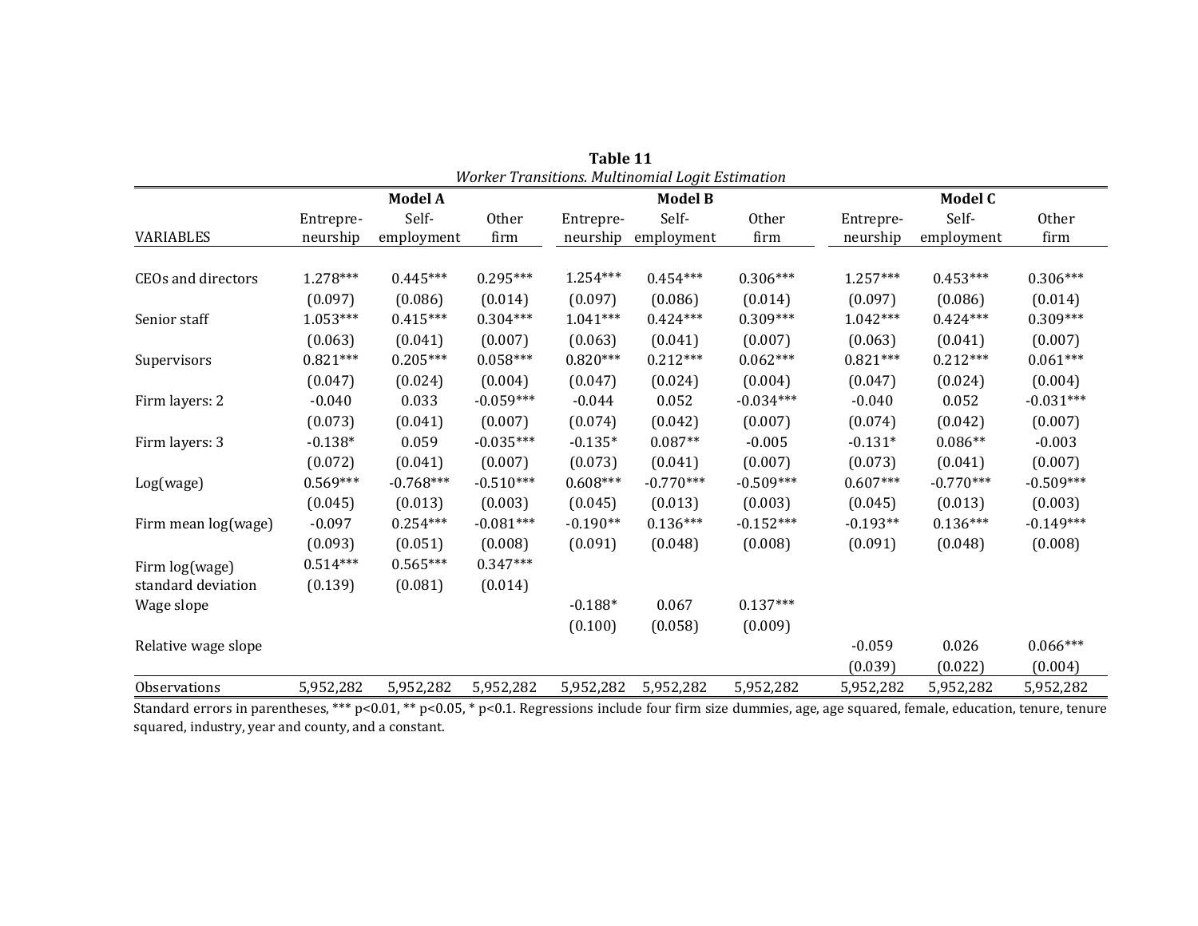**Table 11**

*Worker Transitions. Multinomial Logit Estimation*

| | Model A | | | Model B | | | Model C | | |
|---|---|---|---|---|---|---|---|---|---|
| VARIABLES | Entrepre-neurship | Self-employment | Other firm | Entrepre-neurship | Self-employment | Other firm | Entrepre-neurship | Self-employment | Other firm |
| CEOs and directors | 1.278*** | 0.445*** | 0.295*** | 1.254*** | 0.454*** | 0.306*** | 1.257*** | 0.453*** | 0.306*** |
| | (0.097) | (0.086) | (0.014) | (0.097) | (0.086) | (0.014) | (0.097) | (0.086) | (0.014) |
| Senior staff | 1.053*** | 0.415*** | 0.304*** | 1.041*** | 0.424*** | 0.309*** | 1.042*** | 0.424*** | 0.309*** |
| | (0.063) | (0.041) | (0.007) | (0.063) | (0.041) | (0.007) | (0.063) | (0.041) | (0.007) |
| Supervisors | 0.821*** | 0.205*** | 0.058*** | 0.820*** | 0.212*** | 0.062*** | 0.821*** | 0.212*** | 0.061*** |
| | (0.047) | (0.024) | (0.004) | (0.047) | (0.024) | (0.004) | (0.047) | (0.024) | (0.004) |
| Firm layers: 2 | -0.040 | 0.033 | -0.059*** | -0.044 | 0.052 | -0.034*** | -0.040 | 0.052 | -0.031*** |
| | (0.073) | (0.041) | (0.007) | (0.074) | (0.042) | (0.007) | (0.074) | (0.042) | (0.007) |
| Firm layers: 3 | -0.138* | 0.059 | -0.035*** | -0.135* | 0.087** | -0.005 | -0.131* | 0.086** | -0.003 |
| | (0.072) | (0.041) | (0.007) | (0.073) | (0.041) | (0.007) | (0.073) | (0.041) | (0.007) |
| Log(wage) | 0.569*** | -0.768*** | -0.510*** | 0.608*** | -0.770*** | -0.509*** | 0.607*** | -0.770*** | -0.509*** |
| | (0.045) | (0.013) | (0.003) | (0.045) | (0.013) | (0.003) | (0.045) | (0.013) | (0.003) |
| Firm mean log(wage) | -0.097 | 0.254*** | -0.081*** | -0.190** | 0.136*** | -0.152*** | -0.193** | 0.136*** | -0.149*** |
| | (0.093) | (0.051) | (0.008) | (0.091) | (0.048) | (0.008) | (0.091) | (0.048) | (0.008) |
| Firm log(wage) standard deviation | 0.514*** | 0.565*** | 0.347*** | | | | | | |
| | (0.139) | (0.081) | (0.014) | | | | | | |
| Wage slope | | | | -0.188* | 0.067 | 0.137*** | | | |
| | | | | (0.100) | (0.058) | (0.009) | | | |
| Relative wage slope | | | | | | | -0.059 | 0.026 | 0.066*** |
| | | | | | | | (0.039) | (0.022) | (0.004) |
| Observations | 5,952,282 | 5,952,282 | 5,952,282 | 5,952,282 | 5,952,282 | 5,952,282 | 5,952,282 | 5,952,282 | 5,952,282 |

Standard errors in parentheses, *** p<0.01, ** p<0.05, * p<0.1. Regressions include four firm size dummies, age, age squared, female, education, tenure, tenure squared, industry, year and county, and a constant.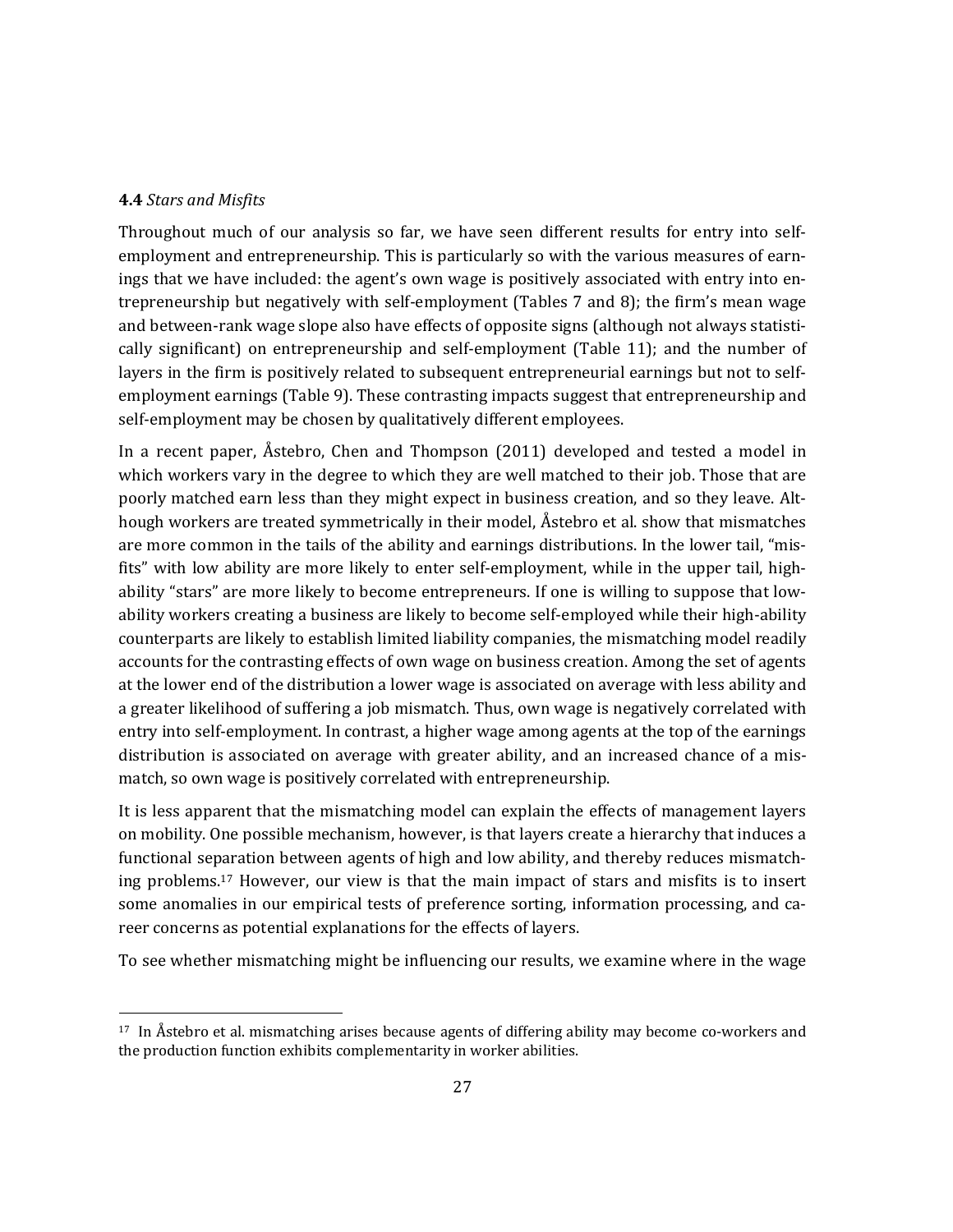### **4.4** *Stars and Misfits*

Throughout much of our analysis so far, we have seen different results for entry into self-employment and entrepreneurship. This is particularly so with the various measures of earnings that we have included: the agent's own wage is positively associated with entry into entrepreneurship but negatively with self-employment (Tables 7 and 8); the firm's mean wage and between-rank wage slope also have effects of opposite signs (although not always statistically significant) on entrepreneurship and self-employment (Table 11); and the number of layers in the firm is positively related to subsequent entrepreneurial earnings but not to self-employment earnings (Table 9). These contrasting impacts suggest that entrepreneurship and self-employment may be chosen by qualitatively different employees.

In a recent paper, Åstebro, Chen and Thompson (2011) developed and tested a model in which workers vary in the degree to which they are well matched to their job. Those that are poorly matched earn less than they might expect in business creation, and so they leave. Although workers are treated symmetrically in their model, Åstebro et al. show that mismatches are more common in the tails of the ability and earnings distributions. In the lower tail, "misfits" with low ability are more likely to enter self-employment, while in the upper tail, high-ability "stars" are more likely to become entrepreneurs. If one is willing to suppose that low-ability workers creating a business are likely to become self-employed while their high-ability counterparts are likely to establish limited liability companies, the mismatching model readily accounts for the contrasting effects of own wage on business creation. Among the set of agents at the lower end of the distribution a lower wage is associated on average with less ability and a greater likelihood of suffering a job mismatch. Thus, own wage is negatively correlated with entry into self-employment. In contrast, a higher wage among agents at the top of the earnings distribution is associated on average with greater ability, and an increased chance of a mismatch, so own wage is positively correlated with entrepreneurship.

It is less apparent that the mismatching model can explain the effects of management layers on mobility. One possible mechanism, however, is that layers create a hierarchy that induces a functional separation between agents of high and low ability, and thereby reduces mismatching problems.[17] However, our view is that the main impact of stars and misfits is to insert some anomalies in our empirical tests of preference sorting, information processing, and career concerns as potential explanations for the effects of layers.

To see whether mismatching might be influencing our results, we examine where in the wage

[17] In Åstebro et al. mismatching arises because agents of differing ability may become co-workers and the production function exhibits complementarity in worker abilities.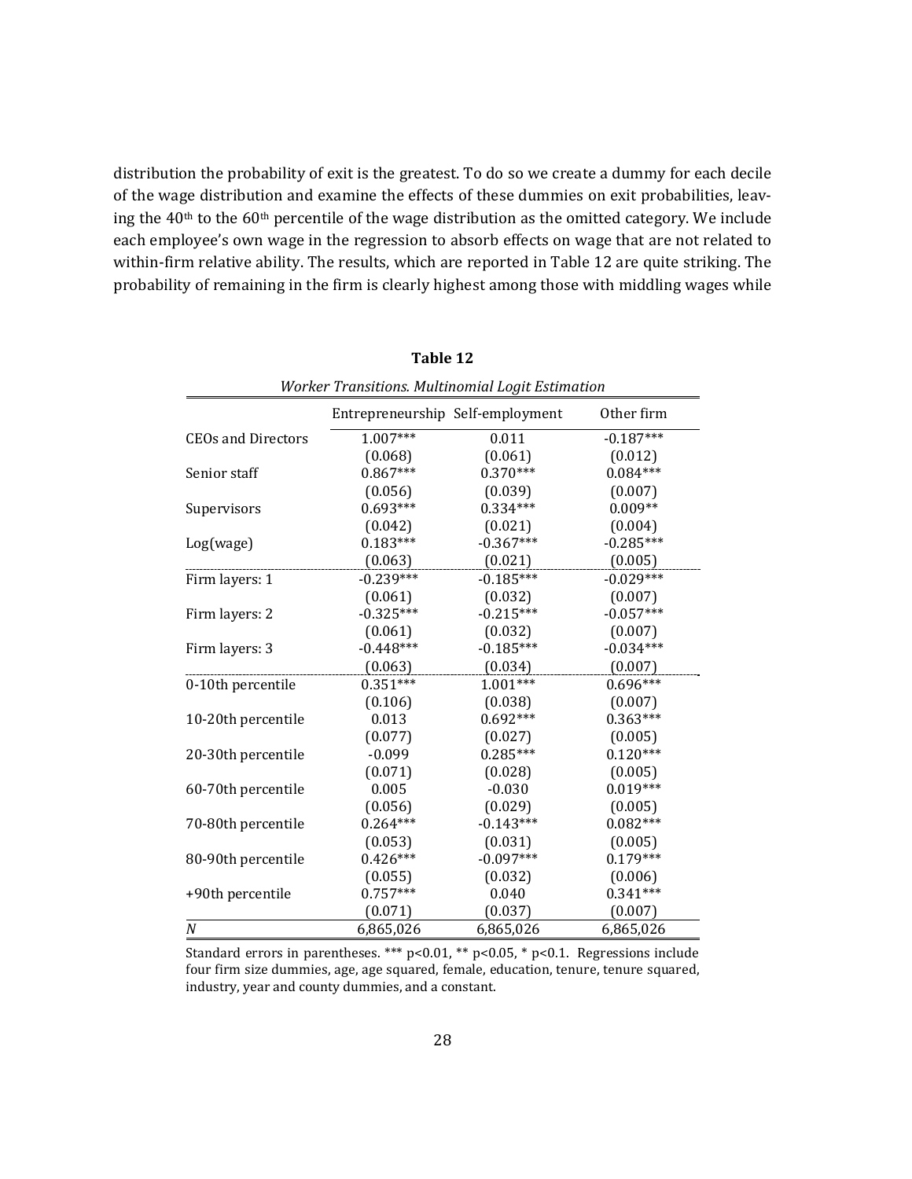distribution the probability of exit is the greatest. To do so we create a dummy for each decile of the wage distribution and examine the effects of these dummies on exit probabilities, leaving the 40th to the 60th percentile of the wage distribution as the omitted category. We include each employee's own wage in the regression to absorb effects on wage that are not related to within-firm relative ability. The results, which are reported in Table 12 are quite striking. The probability of remaining in the firm is clearly highest among those with middling wages while

**Table 12**

*Worker Transitions. Multinomial Logit Estimation*

| | Entrepreneurship | Self-employment | Other firm |
|---|---|---|---|
| CEOs and Directors | 1.007*** | 0.011 | -0.187*** |
| | (0.068) | (0.061) | (0.012) |
| Senior staff | 0.867*** | 0.370*** | 0.084*** |
| | (0.056) | (0.039) | (0.007) |
| Supervisors | 0.693*** | 0.334*** | 0.009** |
| | (0.042) | (0.021) | (0.004) |
| Log(wage) | 0.183*** | -0.367*** | -0.285*** |
| | (0.063) | (0.021) | (0.005) |
| Firm layers: 1 | -0.239*** | -0.185*** | -0.029*** |
| | (0.061) | (0.032) | (0.007) |
| Firm layers: 2 | -0.325*** | -0.215*** | -0.057*** |
| | (0.061) | (0.032) | (0.007) |
| Firm layers: 3 | -0.448*** | -0.185*** | -0.034*** |
| | (0.063) | (0.034) | (0.007) |
| 0-10th percentile | 0.351*** | 1.001*** | 0.696*** |
| | (0.106) | (0.038) | (0.007) |
| 10-20th percentile | 0.013 | 0.692*** | 0.363*** |
| | (0.077) | (0.027) | (0.005) |
| 20-30th percentile | -0.099 | 0.285*** | 0.120*** |
| | (0.071) | (0.028) | (0.005) |
| 60-70th percentile | 0.005 | -0.030 | 0.019*** |
| | (0.056) | (0.029) | (0.005) |
| 70-80th percentile | 0.264*** | -0.143*** | 0.082*** |
| | (0.053) | (0.031) | (0.005) |
| 80-90th percentile | 0.426*** | -0.097*** | 0.179*** |
| | (0.055) | (0.032) | (0.006) |
| +90th percentile | 0.757*** | 0.040 | 0.341*** |
| | (0.071) | (0.037) | (0.007) |
| *N* | 6,865,026 | 6,865,026 | 6,865,026 |

Standard errors in parentheses. *** p<0.01, ** p<0.05, * p<0.1. Regressions include four firm size dummies, age, age squared, female, education, tenure, tenure squared, industry, year and county dummies, and a constant.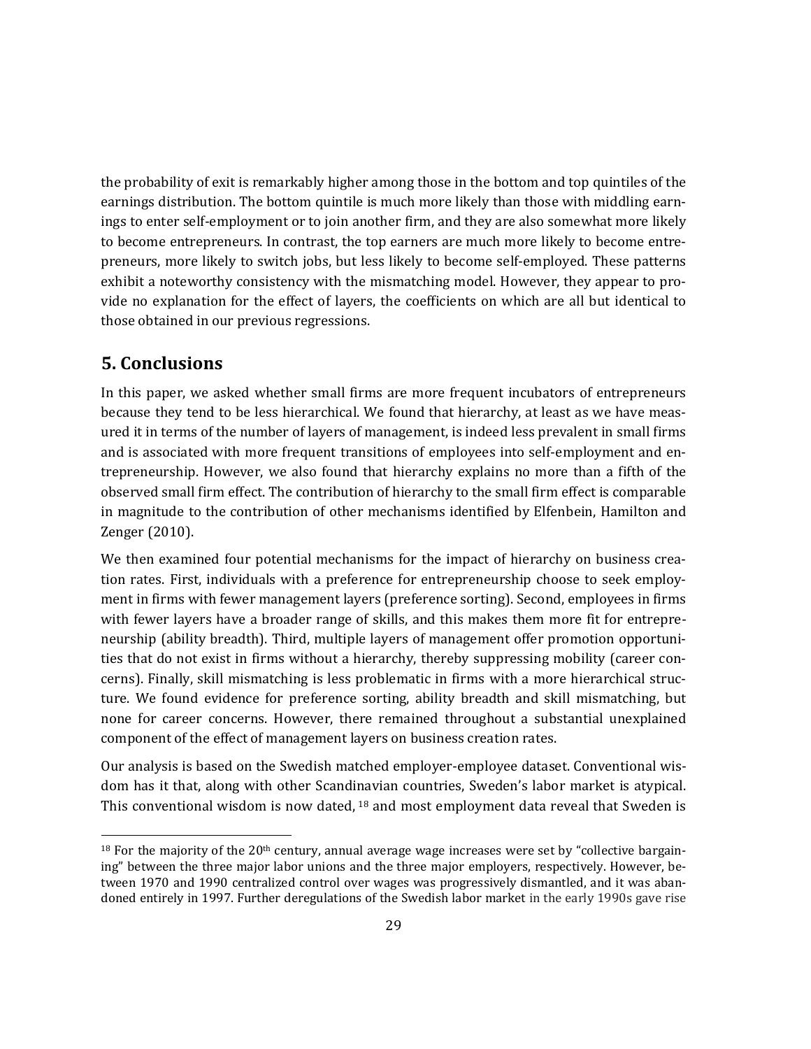the probability of exit is remarkably higher among those in the bottom and top quintiles of the earnings distribution. The bottom quintile is much more likely than those with middling earnings to enter self-employment or to join another firm, and they are also somewhat more likely to become entrepreneurs. In contrast, the top earners are much more likely to become entrepreneurs, more likely to switch jobs, but less likely to become self-employed. These patterns exhibit a noteworthy consistency with the mismatching model. However, they appear to provide no explanation for the effect of layers, the coefficients on which are all but identical to those obtained in our previous regressions.

## 5. Conclusions

In this paper, we asked whether small firms are more frequent incubators of entrepreneurs because they tend to be less hierarchical. We found that hierarchy, at least as we have measured it in terms of the number of layers of management, is indeed less prevalent in small firms and is associated with more frequent transitions of employees into self-employment and entrepreneurship. However, we also found that hierarchy explains no more than a fifth of the observed small firm effect. The contribution of hierarchy to the small firm effect is comparable in magnitude to the contribution of other mechanisms identified by Elfenbein, Hamilton and Zenger (2010).

We then examined four potential mechanisms for the impact of hierarchy on business creation rates. First, individuals with a preference for entrepreneurship choose to seek employment in firms with fewer management layers (preference sorting). Second, employees in firms with fewer layers have a broader range of skills, and this makes them more fit for entrepreneurship (ability breadth). Third, multiple layers of management offer promotion opportunities that do not exist in firms without a hierarchy, thereby suppressing mobility (career concerns). Finally, skill mismatching is less problematic in firms with a more hierarchical structure. We found evidence for preference sorting, ability breadth and skill mismatching, but none for career concerns. However, there remained throughout a substantial unexplained component of the effect of management layers on business creation rates.

Our analysis is based on the Swedish matched employer-employee dataset. Conventional wisdom has it that, along with other Scandinavian countries, Sweden's labor market is atypical. This conventional wisdom is now dated, [18] and most employment data reveal that Sweden is

[18] For the majority of the 20th century, annual average wage increases were set by "collective bargaining" between the three major labor unions and the three major employers, respectively. However, between 1970 and 1990 centralized control over wages was progressively dismantled, and it was abandoned entirely in 1997. Further deregulations of the Swedish labor market in the early 1990s gave rise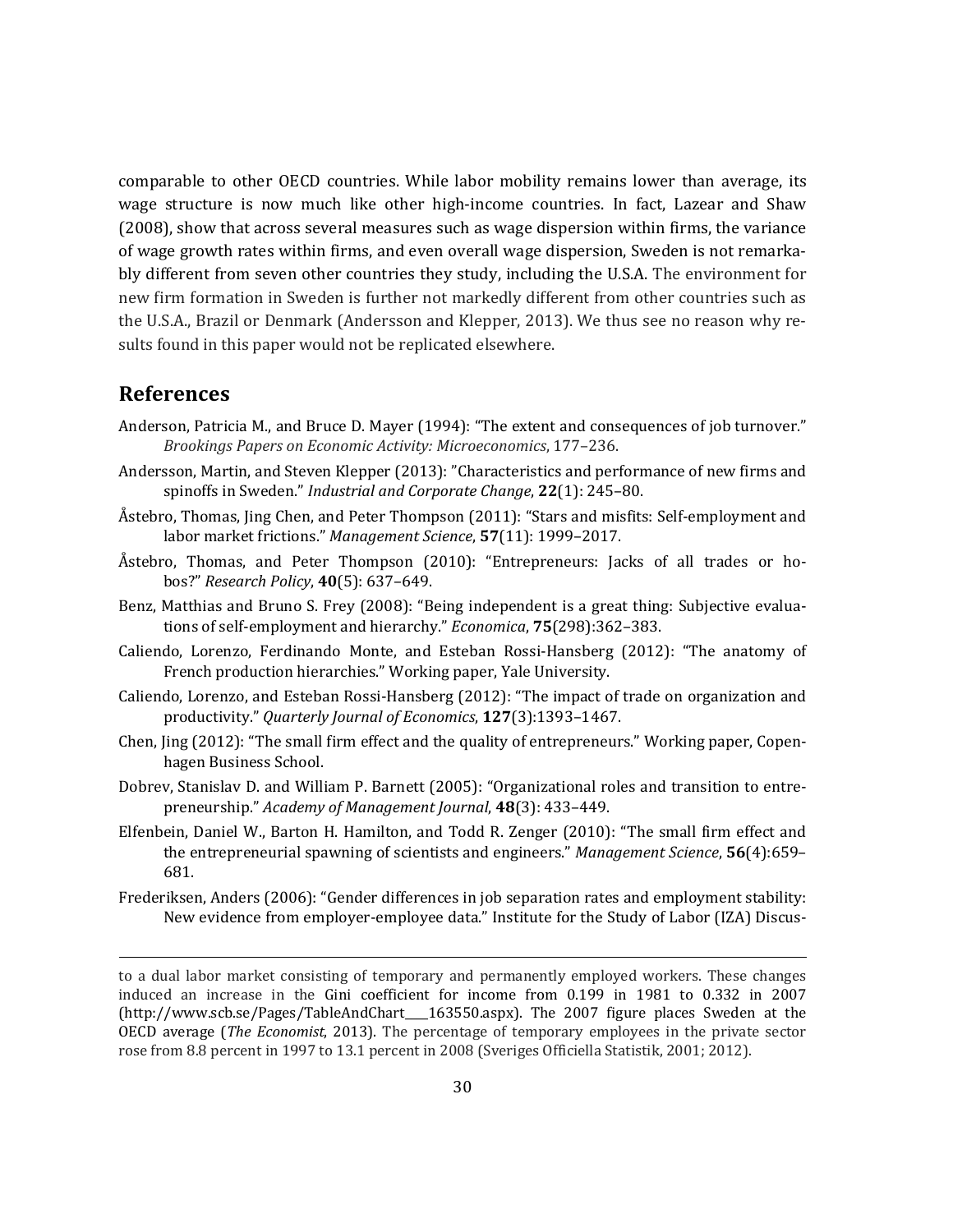comparable to other OECD countries. While labor mobility remains lower than average, its wage structure is now much like other high-income countries. In fact, Lazear and Shaw (2008), show that across several measures such as wage dispersion within firms, the variance of wage growth rates within firms, and even overall wage dispersion, Sweden is not remarkably different from seven other countries they study, including the U.S.A. The environment for new firm formation in Sweden is further not markedly different from other countries such as the U.S.A., Brazil or Denmark (Andersson and Klepper, 2013). We thus see no reason why results found in this paper would not be replicated elsewhere.

## References

Anderson, Patricia M., and Bruce D. Mayer (1994): "The extent and consequences of job turnover." *Brookings Papers on Economic Activity: Microeconomics*, 177–236.

Andersson, Martin, and Steven Klepper (2013): "Characteristics and performance of new firms and spinoffs in Sweden." *Industrial and Corporate Change*, **22**(1): 245–80.

Åstebro, Thomas, Jing Chen, and Peter Thompson (2011): "Stars and misfits: Self-employment and labor market frictions." *Management Science*, **57**(11): 1999–2017.

Åstebro, Thomas, and Peter Thompson (2010): "Entrepreneurs: Jacks of all trades or hobos?" *Research Policy*, **40**(5): 637–649.

Benz, Matthias and Bruno S. Frey (2008): "Being independent is a great thing: Subjective evaluations of self-employment and hierarchy." *Economica*, **75**(298):362–383.

Caliendo, Lorenzo, Ferdinando Monte, and Esteban Rossi-Hansberg (2012): "The anatomy of French production hierarchies." Working paper, Yale University.

Caliendo, Lorenzo, and Esteban Rossi-Hansberg (2012): "The impact of trade on organization and productivity." *Quarterly Journal of Economics*, **127**(3):1393–1467.

Chen, Jing (2012): "The small firm effect and the quality of entrepreneurs." Working paper, Copenhagen Business School.

Dobrev, Stanislav D. and William P. Barnett (2005): "Organizational roles and transition to entrepreneurship." *Academy of Management Journal*, **48**(3): 433–449.

Elfenbein, Daniel W., Barton H. Hamilton, and Todd R. Zenger (2010): "The small firm effect and the entrepreneurial spawning of scientists and engineers." *Management Science*, **56**(4):659–681.

Frederiksen, Anders (2006): "Gender differences in job separation rates and employment stability: New evidence from employer-employee data." Institute for the Study of Labor (IZA) Discus-

---

to a dual labor market consisting of temporary and permanently employed workers. These changes induced an increase in the Gini coefficient for income from 0.199 in 1981 to 0.332 in 2007 (http://www.scb.se/Pages/TableAndChart____163550.aspx). The 2007 figure places Sweden at the OECD average (*The Economist*, 2013). The percentage of temporary employees in the private sector rose from 8.8 percent in 1997 to 13.1 percent in 2008 (Sveriges Officiella Statistik, 2001; 2012).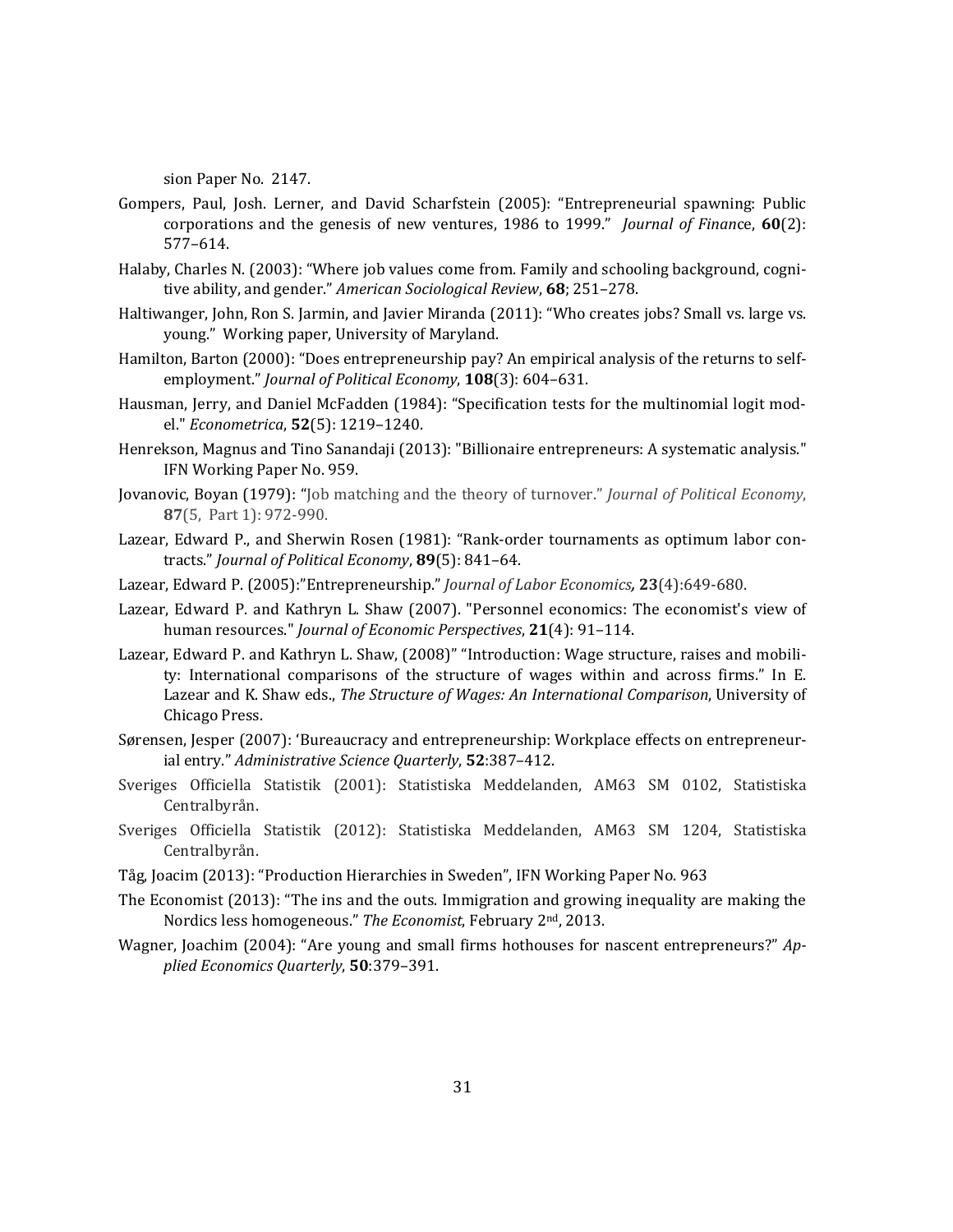sion Paper No. 2147.

Gompers, Paul, Josh. Lerner, and David Scharfstein (2005): "Entrepreneurial spawning: Public corporations and the genesis of new ventures, 1986 to 1999." *Journal of Finance*, **60**(2): 577–614.

Halaby, Charles N. (2003): "Where job values come from. Family and schooling background, cognitive ability, and gender." *American Sociological Review*, **68**; 251–278.

Haltiwanger, John, Ron S. Jarmin, and Javier Miranda (2011): "Who creates jobs? Small vs. large vs. young." Working paper, University of Maryland.

Hamilton, Barton (2000): "Does entrepreneurship pay? An empirical analysis of the returns to self-employment." *Journal of Political Economy*, **108**(3): 604–631.

Hausman, Jerry, and Daniel McFadden (1984): "Specification tests for the multinomial logit model." *Econometrica*, **52**(5): 1219–1240.

Henrekson, Magnus and Tino Sanandaji (2013): "Billionaire entrepreneurs: A systematic analysis." IFN Working Paper No. 959.

Jovanovic, Boyan (1979): "Job matching and the theory of turnover." *Journal of Political Economy*, **87**(5, Part 1): 972-990.

Lazear, Edward P., and Sherwin Rosen (1981): "Rank-order tournaments as optimum labor contracts." *Journal of Political Economy*, **89**(5): 841–64.

Lazear, Edward P. (2005):"Entrepreneurship." *Journal of Labor Economics,* **23**(4):649-680.

Lazear, Edward P. and Kathryn L. Shaw (2007). "Personnel economics: The economist's view of human resources." *Journal of Economic Perspectives*, **21**(4): 91–114.

Lazear, Edward P. and Kathryn L. Shaw, (2008)" "Introduction: Wage structure, raises and mobility: International comparisons of the structure of wages within and across firms." In E. Lazear and K. Shaw eds., *The Structure of Wages: An International Comparison*, University of Chicago Press.

Sørensen, Jesper (2007): 'Bureaucracy and entrepreneurship: Workplace effects on entrepreneurial entry." *Administrative Science Quarterly*, **52**:387–412.

Sveriges Officiella Statistik (2001): Statistiska Meddelanden, AM63 SM 0102, Statistiska Centralbyrån.

Sveriges Officiella Statistik (2012): Statistiska Meddelanden, AM63 SM 1204, Statistiska Centralbyrån.

Tåg, Joacim (2013): "Production Hierarchies in Sweden", IFN Working Paper No. 963

The Economist (2013): "The ins and the outs. Immigration and growing inequality are making the Nordics less homogeneous." *The Economist*, February 2nd, 2013.

Wagner, Joachim (2004): "Are young and small firms hothouses for nascent entrepreneurs?" *Applied Economics Quarterly*, **50**:379–391.